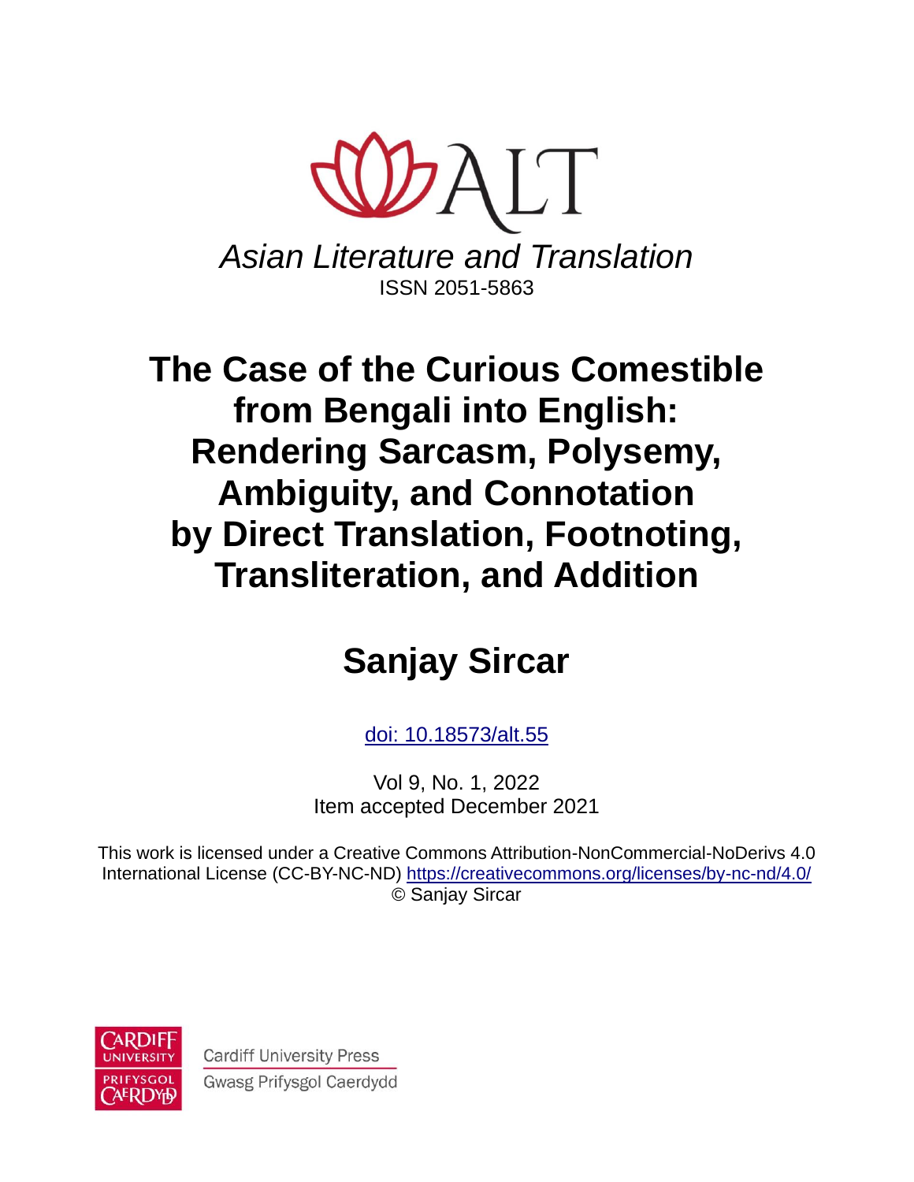ALT

*Asian Literature and Translation*

ISSN 2051-5863

# The Case of the Curious Comestible from Bengali into English: Rendering Sarcasm, Polysemy, Ambiguity, and Connotation by Direct Translation, Footnoting, Transliteration, and Addition

## Sanjay Sircar

[doi: 10.18573/alt.55](https://doi.org/10.18573/alt.55)

Vol 9, No. 1, 2022
Item accepted December 2021

This work is licensed under a Creative Commons Attribution-NonCommercial-NoDerivs 4.0 International License (CC-BY-NC-ND) https://creativecommons.org/licenses/by-nc-nd/4.0/
© Sanjay Sircar

Cardiff University Press
Gwasg Prifysgol Caerdydd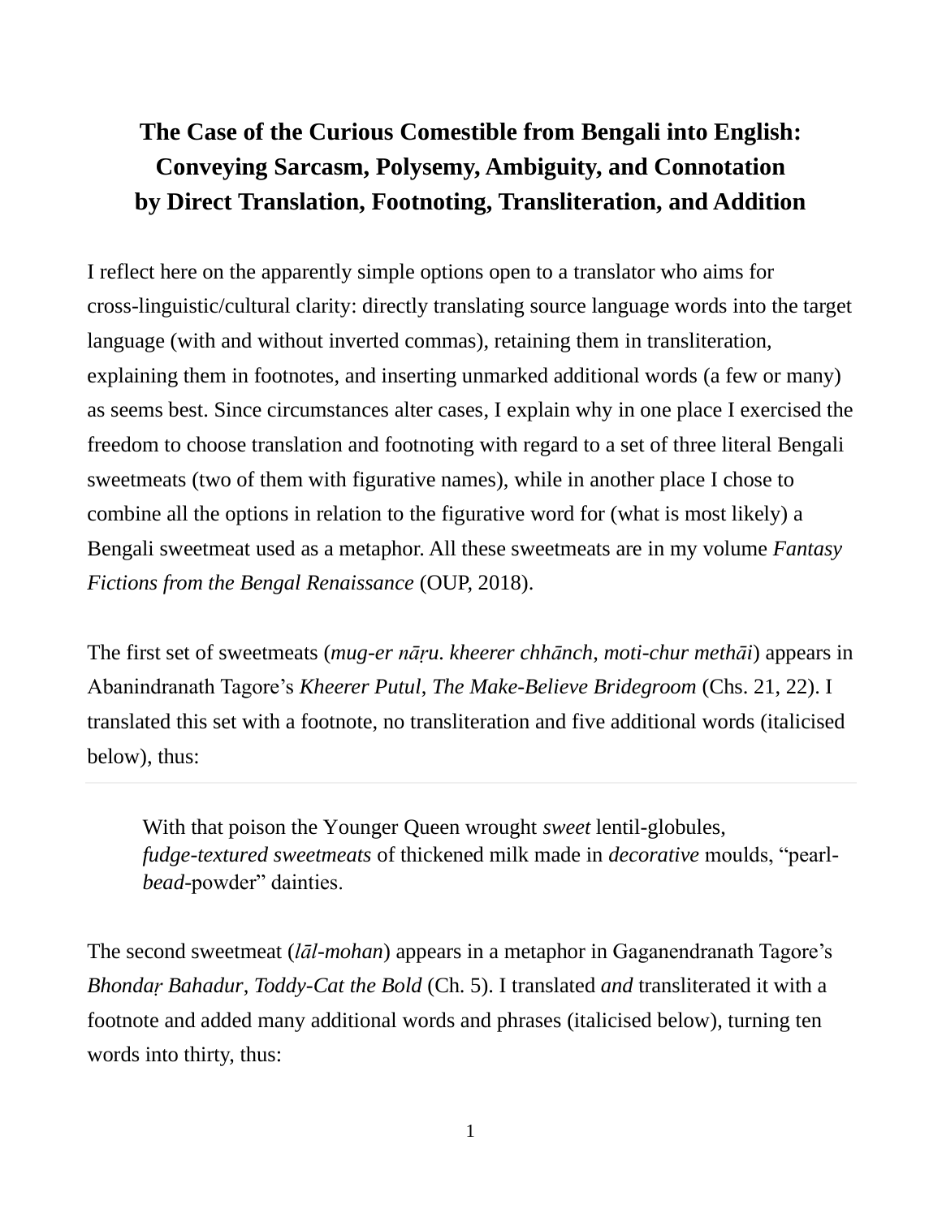# The Case of the Curious Comestible from Bengali into English: Conveying Sarcasm, Polysemy, Ambiguity, and Connotation by Direct Translation, Footnoting, Transliteration, and Addition

I reflect here on the apparently simple options open to a translator who aims for cross-linguistic/cultural clarity: directly translating source language words into the target language (with and without inverted commas), retaining them in transliteration, explaining them in footnotes, and inserting unmarked additional words (a few or many) as seems best. Since circumstances alter cases, I explain why in one place I exercised the freedom to choose translation and footnoting with regard to a set of three literal Bengali sweetmeats (two of them with figurative names), while in another place I chose to combine all the options in relation to the figurative word for (what is most likely) a Bengali sweetmeat used as a metaphor. All these sweetmeats are in my volume *Fantasy Fictions from the Bengal Renaissance* (OUP, 2018).

The first set of sweetmeats (*mug-er nāṛu. kheerer chhānch*, *moti-chur methāi*) appears in Abanindranath Tagore's *Kheerer Putul*, *The Make-Believe Bridegroom* (Chs. 21, 22). I translated this set with a footnote, no transliteration and five additional words (italicised below), thus:

> With that poison the Younger Queen wrought *sweet* lentil-globules, *fudge-textured sweetmeats* of thickened milk made in *decorative* moulds, "pearl-*bead*-powder" dainties.

The second sweetmeat (*lāl-mohan*) appears in a metaphor in Gaganendranath Tagore's *Bhondaṛ Bahadur*, *Toddy-Cat the Bold* (Ch. 5). I translated *and* transliterated it with a footnote and added many additional words and phrases (italicised below), turning ten words into thirty, thus: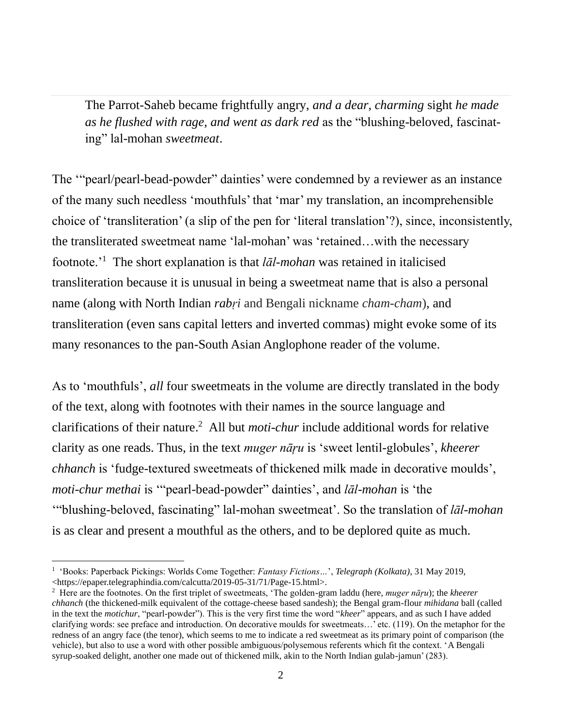> The Parrot-Saheb became frightfully angry*, and a dear, charming* sight *he made as he flushed with rage, and went as dark red* as the "blushing-beloved, fascinating" lal-mohan *sweetmeat*.

The '"pearl/pearl-bead-powder" dainties' were condemned by a reviewer as an instance of the many such needless 'mouthfuls' that 'mar' my translation, an incomprehensible choice of 'transliteration' (a slip of the pen for 'literal translation'?), since, inconsistently, the transliterated sweetmeat name 'lal-mohan' was 'retained…with the necessary footnote.'[1] The short explanation is that *lāl-mohan* was retained in italicised transliteration because it is unusual in being a sweetmeat name that is also a personal name (along with North Indian *rabṛi* and Bengali nickname *cham-cham*), and transliteration (even sans capital letters and inverted commas) might evoke some of its many resonances to the pan-South Asian Anglophone reader of the volume.

As to 'mouthfuls', *all* four sweetmeats in the volume are directly translated in the body of the text, along with footnotes with their names in the source language and clarifications of their nature.[2] All but *moti-chur* include additional words for relative clarity as one reads. Thus, in the text *muger nāṛu* is 'sweet lentil-globules', *kheerer chhanch* is 'fudge-textured sweetmeats of thickened milk made in decorative moulds', *moti-chur methai* is '"pearl-bead-powder" dainties', and *lāl-mohan* is 'the '"blushing-beloved, fascinating" lal-mohan sweetmeat'. So the translation of *lāl-mohan* is as clear and present a mouthful as the others, and to be deplored quite as much.

---

[1] 'Books: Paperback Pickings: Worlds Come Together: *Fantasy Fictions…*', *Telegraph (Kolkata)*, 31 May 2019, <https://epaper.telegraphindia.com/calcutta/2019-05-31/71/Page-15.html>.

[2] Here are the footnotes. On the first triplet of sweetmeats, 'The golden-gram laddu (here, *muger nāṛu*); the *kheerer chhanch* (the thickened-milk equivalent of the cottage-cheese based sandesh); the Bengal gram-flour *mihidana* ball (called in the text the *motichur*, "pearl-powder"). This is the very first time the word "*kheer*" appears, and as such I have added clarifying words: see preface and introduction. On decorative moulds for sweetmeats…' etc. (119). On the metaphor for the redness of an angry face (the tenor), which seems to me to indicate a red sweetmeat as its primary point of comparison (the vehicle), but also to use a word with other possible ambiguous/polysemous referents which fit the context. 'A Bengali syrup-soaked delight, another one made out of thickened milk, akin to the North Indian gulab-jamun' (283).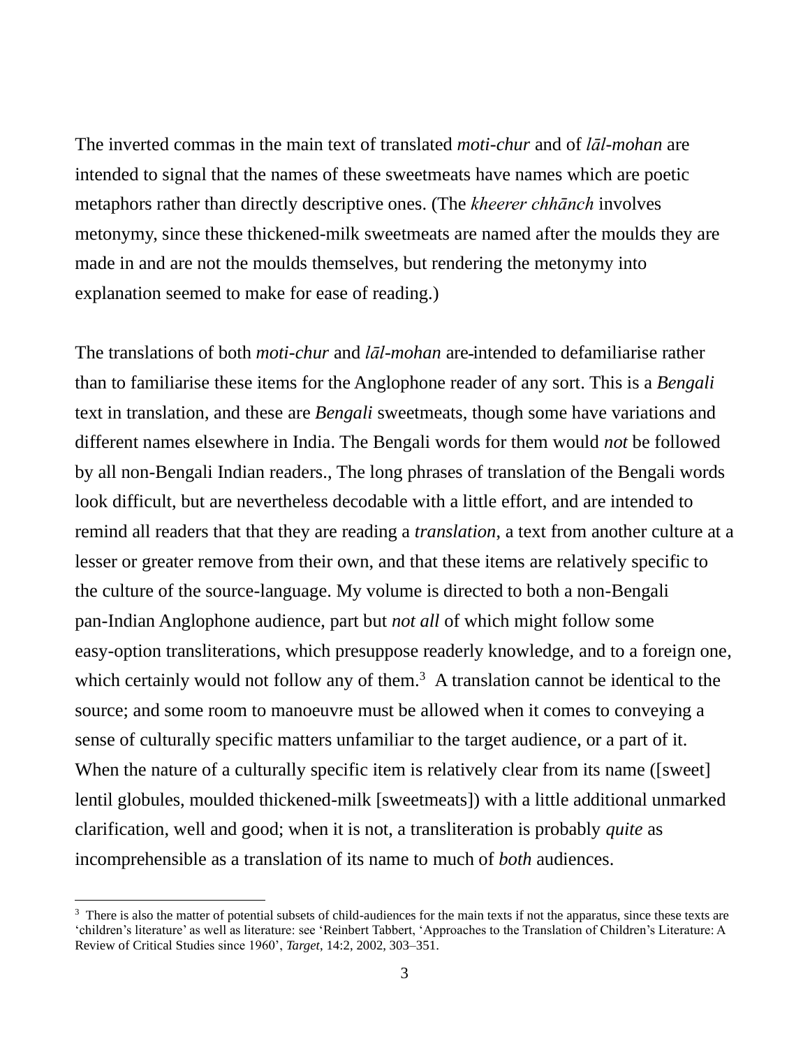The inverted commas in the main text of translated *moti-chur* and of *lāl-mohan* are intended to signal that the names of these sweetmeats have names which are poetic metaphors rather than directly descriptive ones. (The *kheerer chhānch* involves metonymy, since these thickened-milk sweetmeats are named after the moulds they are made in and are not the moulds themselves, but rendering the metonymy into explanation seemed to make for ease of reading.)

The translations of both *moti-chur* and *lāl-mohan* are intended to defamiliarise rather than to familiarise these items for the Anglophone reader of any sort. This is a *Bengali* text in translation, and these are *Bengali* sweetmeats, though some have variations and different names elsewhere in India. The Bengali words for them would *not* be followed by all non-Bengali Indian readers., The long phrases of translation of the Bengali words look difficult, but are nevertheless decodable with a little effort, and are intended to remind all readers that that they are reading a *translation*, a text from another culture at a lesser or greater remove from their own, and that these items are relatively specific to the culture of the source-language. My volume is directed to both a non-Bengali pan-Indian Anglophone audience, part but *not all* of which might follow some easy-option transliterations, which presuppose readerly knowledge, and to a foreign one, which certainly would not follow any of them.[3] A translation cannot be identical to the source; and some room to manoeuvre must be allowed when it comes to conveying a sense of culturally specific matters unfamiliar to the target audience, or a part of it. When the nature of a culturally specific item is relatively clear from its name ([sweet] lentil globules, moulded thickened-milk [sweetmeats]) with a little additional unmarked clarification, well and good; when it is not, a transliteration is probably *quite* as incomprehensible as a translation of its name to much of *both* audiences.

---

[3] There is also the matter of potential subsets of child-audiences for the main texts if not the apparatus, since these texts are 'children's literature' as well as literature: see 'Reinbert Tabbert, 'Approaches to the Translation of Children's Literature: A Review of Critical Studies since 1960', *Target*, 14:2, 2002, 303–351.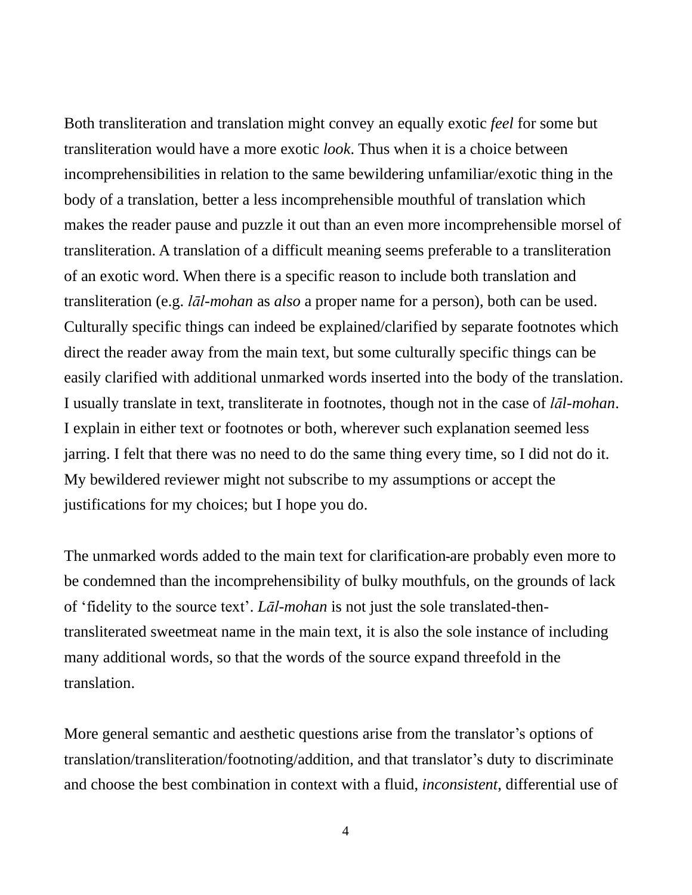Both transliteration and translation might convey an equally exotic *feel* for some but transliteration would have a more exotic *look*. Thus when it is a choice between incomprehensibilities in relation to the same bewildering unfamiliar/exotic thing in the body of a translation, better a less incomprehensible mouthful of translation which makes the reader pause and puzzle it out than an even more incomprehensible morsel of transliteration. A translation of a difficult meaning seems preferable to a transliteration of an exotic word. When there is a specific reason to include both translation and transliteration (e.g. *lāl-mohan* as *also* a proper name for a person), both can be used. Culturally specific things can indeed be explained/clarified by separate footnotes which direct the reader away from the main text, but some culturally specific things can be easily clarified with additional unmarked words inserted into the body of the translation. I usually translate in text, transliterate in footnotes, though not in the case of *lāl-mohan*. I explain in either text or footnotes or both, wherever such explanation seemed less jarring. I felt that there was no need to do the same thing every time, so I did not do it. My bewildered reviewer might not subscribe to my assumptions or accept the justifications for my choices; but I hope you do.

The unmarked words added to the main text for clarification are probably even more to be condemned than the incomprehensibility of bulky mouthfuls, on the grounds of lack of 'fidelity to the source text'. *Lāl-mohan* is not just the sole translated-then-transliterated sweetmeat name in the main text, it is also the sole instance of including many additional words, so that the words of the source expand threefold in the translation.

More general semantic and aesthetic questions arise from the translator's options of translation/transliteration/footnoting/addition, and that translator's duty to discriminate and choose the best combination in context with a fluid, *inconsistent*, differential use of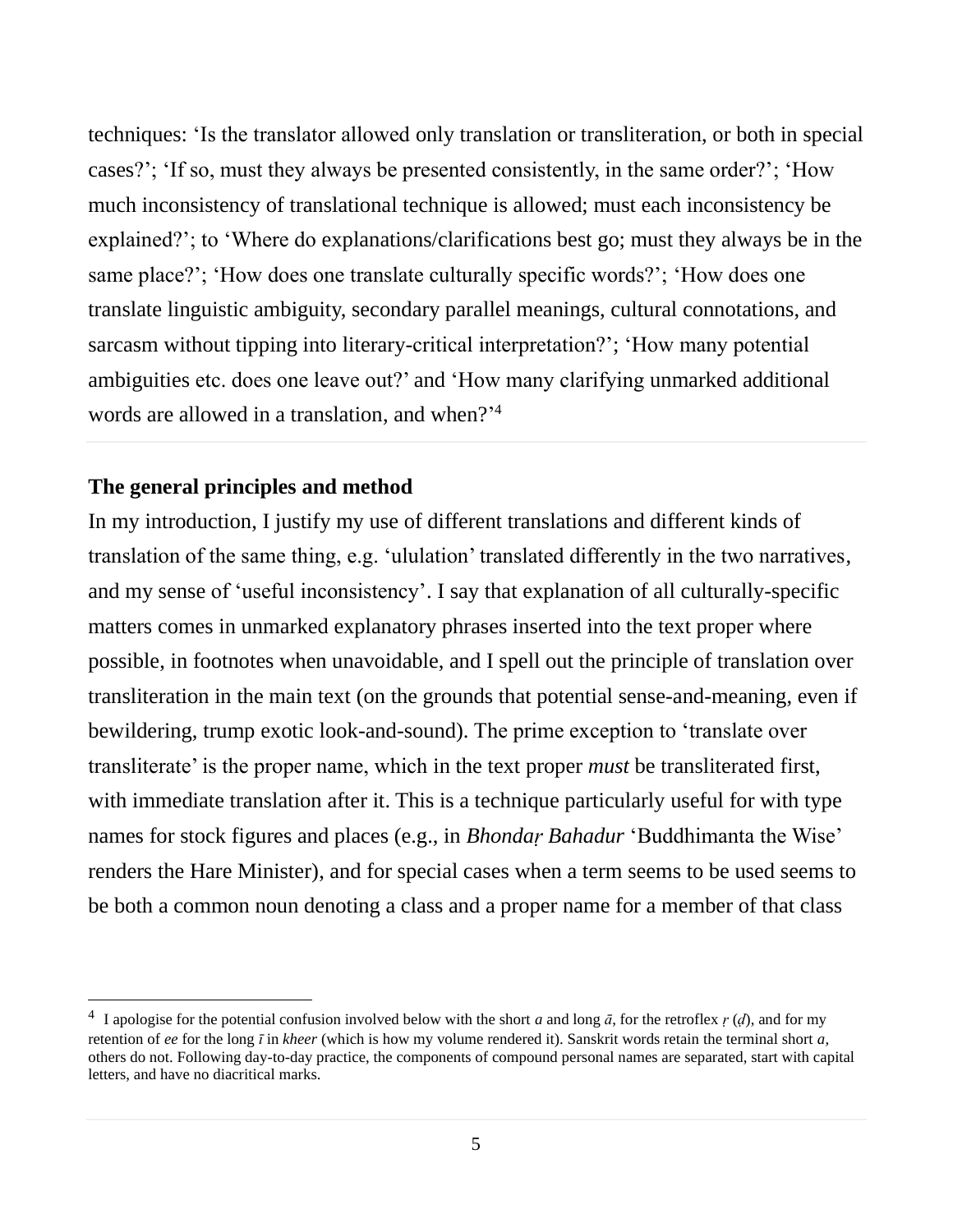techniques: ‘Is the translator allowed only translation or transliteration, or both in special cases?’; ‘If so, must they always be presented consistently, in the same order?’; ‘How much inconsistency of translational technique is allowed; must each inconsistency be explained?’; to ‘Where do explanations/clarifications best go; must they always be in the same place?’; ‘How does one translate culturally specific words?’; ‘How does one translate linguistic ambiguity, secondary parallel meanings, cultural connotations, and sarcasm without tipping into literary-critical interpretation?’; ‘How many potential ambiguities etc. does one leave out?’ and ‘How many clarifying unmarked additional words are allowed in a translation, and when?’[4]

**The general principles and method**

In my introduction, I justify my use of different translations and different kinds of translation of the same thing, e.g. ‘ululation’ translated differently in the two narratives, and my sense of ‘useful inconsistency’. I say that explanation of all culturally-specific matters comes in unmarked explanatory phrases inserted into the text proper where possible, in footnotes when unavoidable, and I spell out the principle of translation over transliteration in the main text (on the grounds that potential sense-and-meaning, even if bewildering, trump exotic look-and-sound). The prime exception to ‘translate over transliterate’ is the proper name, which in the text proper *must* be transliterated first, with immediate translation after it. This is a technique particularly useful for with type names for stock figures and places (e.g., in *Bhondaṛ Bahadur* ‘Buddhimanta the Wise’ renders the Hare Minister), and for special cases when a term seems to be used seems to be both a common noun denoting a class and a proper name for a member of that class

---

[4] I apologise for the potential confusion involved below with the short *a* and long *ā*, for the retroflex *ṛ* (*ḍ*), and for my retention of *ee* for the long *ī* in *kheer* (which is how my volume rendered it). Sanskrit words retain the terminal short *a*, others do not. Following day-to-day practice, the components of compound personal names are separated, start with capital letters, and have no diacritical marks.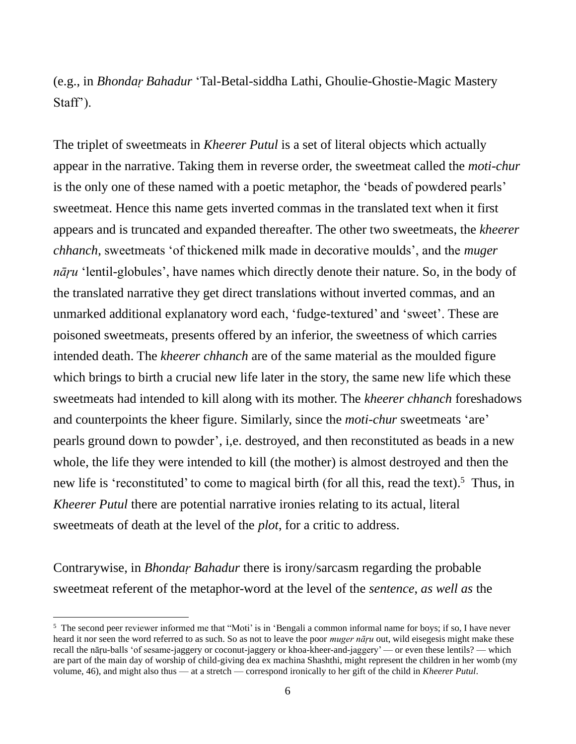(e.g., in *Bhondaṛ Bahadur* 'Tal-Betal-siddha Lathi, Ghoulie-Ghostie-Magic Mastery Staff').

The triplet of sweetmeats in *Kheerer Putul* is a set of literal objects which actually appear in the narrative. Taking them in reverse order, the sweetmeat called the *moti-chur* is the only one of these named with a poetic metaphor, the 'beads of powdered pearls' sweetmeat. Hence this name gets inverted commas in the translated text when it first appears and is truncated and expanded thereafter. The other two sweetmeats, the *kheerer chhanch*, sweetmeats 'of thickened milk made in decorative moulds', and the *muger nāṛu* 'lentil-globules', have names which directly denote their nature. So, in the body of the translated narrative they get direct translations without inverted commas, and an unmarked additional explanatory word each, 'fudge-textured' and 'sweet'. These are poisoned sweetmeats, presents offered by an inferior, the sweetness of which carries intended death. The *kheerer chhanch* are of the same material as the moulded figure which brings to birth a crucial new life later in the story, the same new life which these sweetmeats had intended to kill along with its mother. The *kheerer chhanch* foreshadows and counterpoints the kheer figure. Similarly, since the *moti-chur* sweetmeats 'are' pearls ground down to powder', i,e. destroyed, and then reconstituted as beads in a new whole, the life they were intended to kill (the mother) is almost destroyed and then the new life is 'reconstituted' to come to magical birth (for all this, read the text).[5] Thus, in *Kheerer Putul* there are potential narrative ironies relating to its actual, literal sweetmeats of death at the level of the *plot*, for a critic to address.

Contrarywise, in *Bhondaṛ Bahadur* there is irony/sarcasm regarding the probable sweetmeat referent of the metaphor-word at the level of the *sentence*, *as well as* the

---

[5] The second peer reviewer informed me that "Moti' is in 'Bengali a common informal name for boys; if so, I have never heard it nor seen the word referred to as such. So as not to leave the poor *muger nāṛu* out, wild eisegesis might make these recall the nāṛu-balls 'of sesame-jaggery or coconut-jaggery or khoa-kheer-and-jaggery' — or even these lentils? — which are part of the main day of worship of child-giving dea ex machina Shashthi, might represent the children in her womb (my volume, 46), and might also thus — at a stretch — correspond ironically to her gift of the child in *Kheerer Putul*.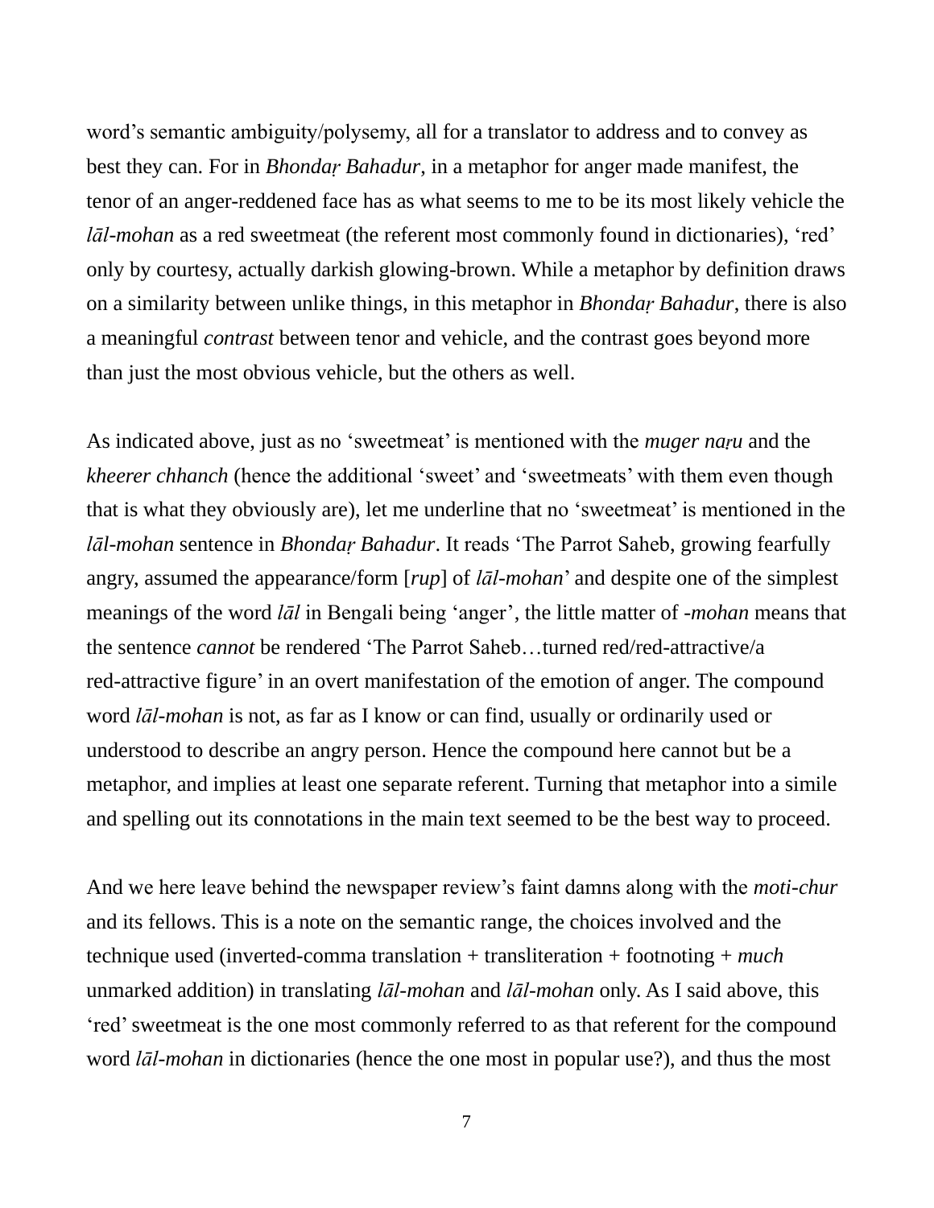word's semantic ambiguity/polysemy, all for a translator to address and to convey as best they can. For in *Bhondaṛ Bahadur*, in a metaphor for anger made manifest, the tenor of an anger-reddened face has as what seems to me to be its most likely vehicle the *lāl-mohan* as a red sweetmeat (the referent most commonly found in dictionaries), 'red' only by courtesy, actually darkish glowing-brown. While a metaphor by definition draws on a similarity between unlike things, in this metaphor in *Bhondaṛ Bahadur*, there is also a meaningful *contrast* between tenor and vehicle, and the contrast goes beyond more than just the most obvious vehicle, but the others as well.

As indicated above, just as no 'sweetmeat' is mentioned with the *muger naṛu* and the *kheerer chhanch* (hence the additional 'sweet' and 'sweetmeats' with them even though that is what they obviously are), let me underline that no 'sweetmeat' is mentioned in the *lāl-mohan* sentence in *Bhondaṛ Bahadur*. It reads 'The Parrot Saheb, growing fearfully angry, assumed the appearance/form [*rup*] of *lāl-mohan*' and despite one of the simplest meanings of the word *lāl* in Bengali being 'anger', the little matter of *-mohan* means that the sentence *cannot* be rendered 'The Parrot Saheb…turned red/red-attractive/a red-attractive figure' in an overt manifestation of the emotion of anger. The compound word *lāl-mohan* is not, as far as I know or can find, usually or ordinarily used or understood to describe an angry person. Hence the compound here cannot but be a metaphor, and implies at least one separate referent. Turning that metaphor into a simile and spelling out its connotations in the main text seemed to be the best way to proceed.

And we here leave behind the newspaper review's faint damns along with the *moti-chur* and its fellows. This is a note on the semantic range, the choices involved and the technique used (inverted-comma translation + transliteration + footnoting + *much* unmarked addition) in translating *lāl-mohan* and *lāl-mohan* only. As I said above, this 'red' sweetmeat is the one most commonly referred to as that referent for the compound word *lāl-mohan* in dictionaries (hence the one most in popular use?), and thus the most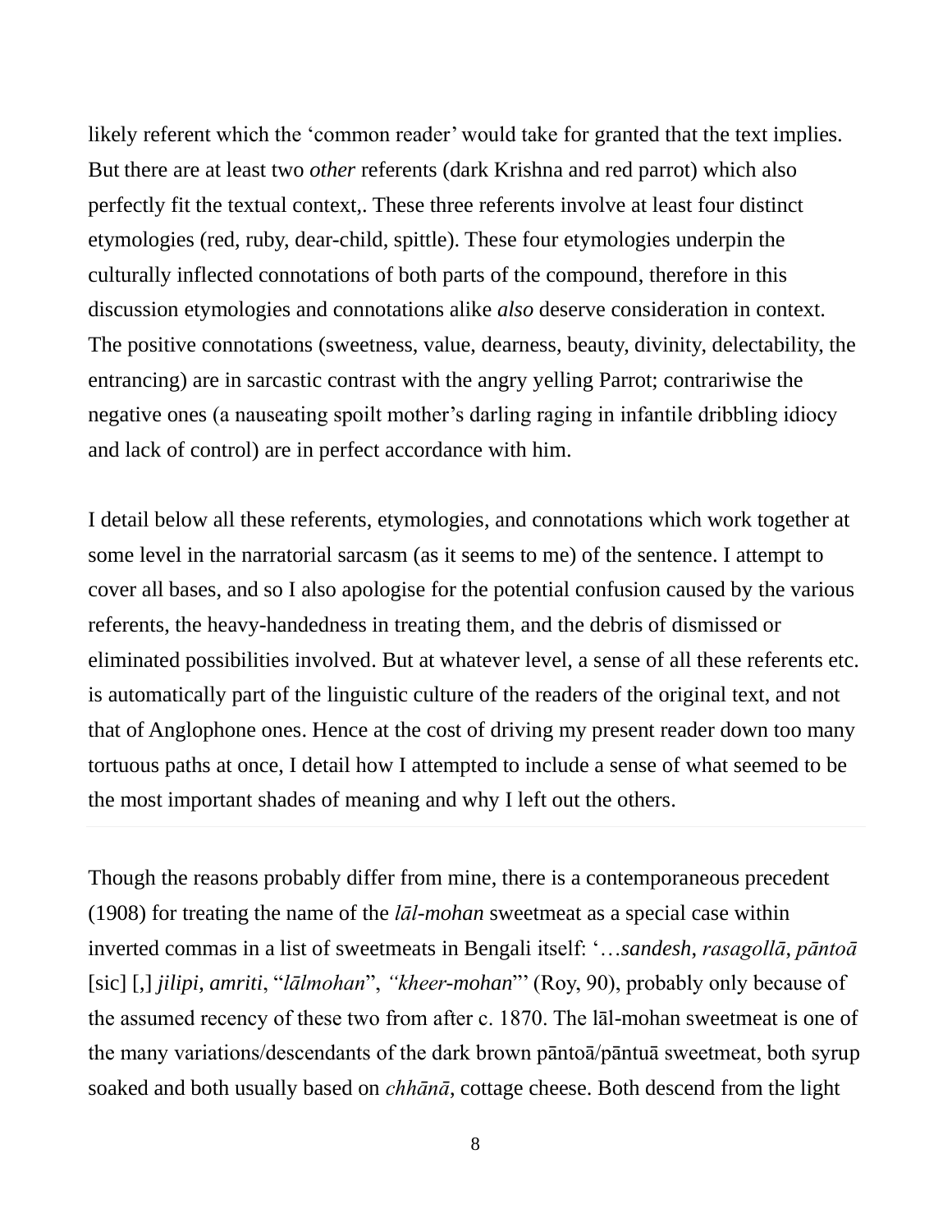likely referent which the 'common reader' would take for granted that the text implies. But there are at least two *other* referents (dark Krishna and red parrot) which also perfectly fit the textual context,. These three referents involve at least four distinct etymologies (red, ruby, dear-child, spittle). These four etymologies underpin the culturally inflected connotations of both parts of the compound, therefore in this discussion etymologies and connotations alike *also* deserve consideration in context. The positive connotations (sweetness, value, dearness, beauty, divinity, delectability, the entrancing) are in sarcastic contrast with the angry yelling Parrot; contrariwise the negative ones (a nauseating spoilt mother's darling raging in infantile dribbling idiocy and lack of control) are in perfect accordance with him.

I detail below all these referents, etymologies, and connotations which work together at some level in the narratorial sarcasm (as it seems to me) of the sentence. I attempt to cover all bases, and so I also apologise for the potential confusion caused by the various referents, the heavy-handedness in treating them, and the debris of dismissed or eliminated possibilities involved. But at whatever level, a sense of all these referents etc. is automatically part of the linguistic culture of the readers of the original text, and not that of Anglophone ones. Hence at the cost of driving my present reader down too many tortuous paths at once, I detail how I attempted to include a sense of what seemed to be the most important shades of meaning and why I left out the others.

---

Though the reasons probably differ from mine, there is a contemporaneous precedent (1908) for treating the name of the *lāl-mohan* sweetmeat as a special case within inverted commas in a list of sweetmeats in Bengali itself: '…*sandesh*, *rasagollā*, *pāntoā* [sic] [,] *jilipi*, *amriti*, "*lālmohan*", "*kheer-mohan*"' (Roy, 90), probably only because of the assumed recency of these two from after c. 1870. The lāl-mohan sweetmeat is one of the many variations/descendants of the dark brown pāntoā/pāntuā sweetmeat, both syrup soaked and both usually based on *chhānā*, cottage cheese. Both descend from the light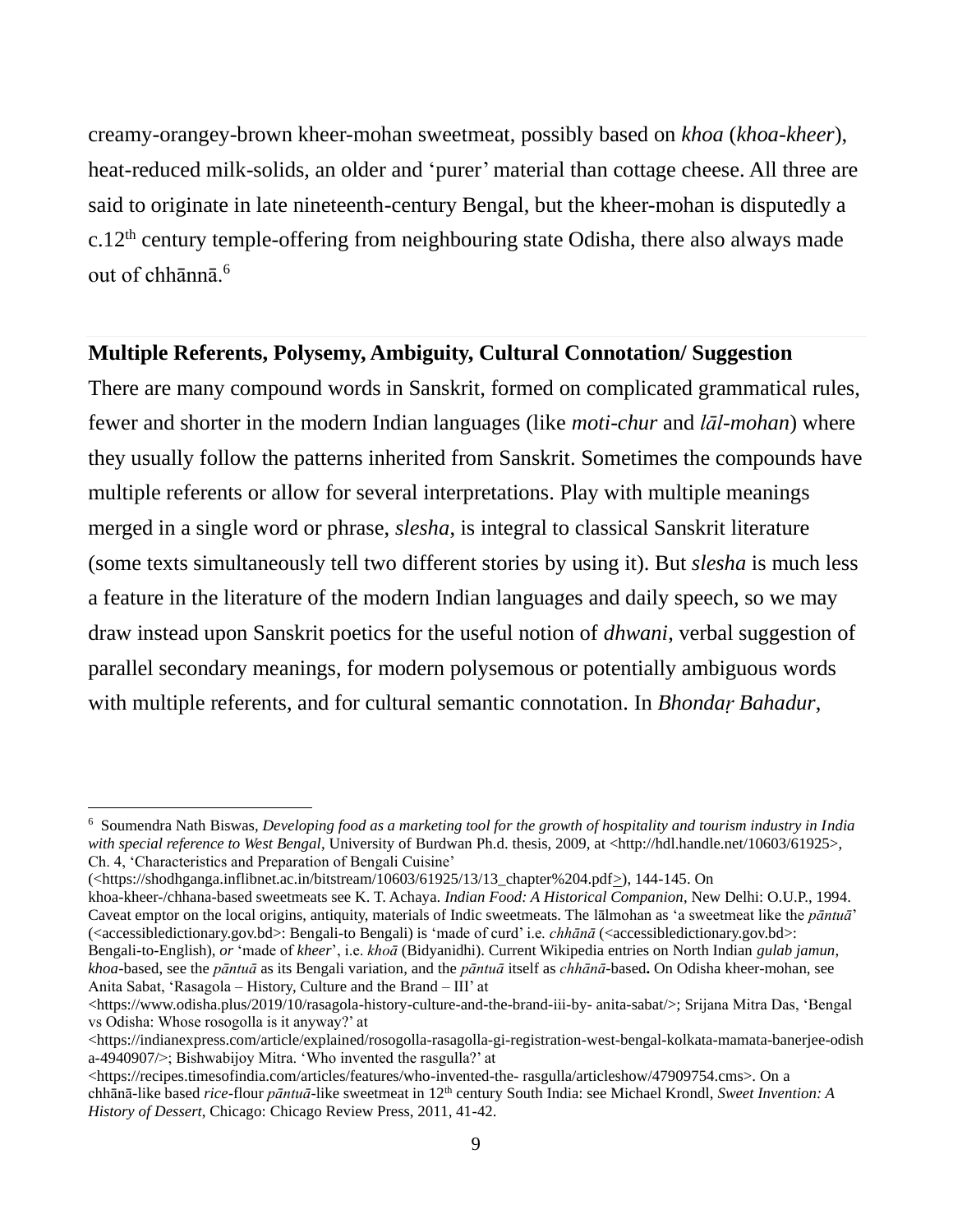creamy-orangey-brown kheer-mohan sweetmeat, possibly based on *khoa* (*khoa-kheer*), heat-reduced milk-solids, an older and 'purer' material than cottage cheese. All three are said to originate in late nineteenth-century Bengal, but the kheer-mohan is disputedly a c.12th century temple-offering from neighbouring state Odisha, there also always made out of chhānnā.[6]

**Multiple Referents, Polysemy, Ambiguity, Cultural Connotation/ Suggestion**

There are many compound words in Sanskrit, formed on complicated grammatical rules, fewer and shorter in the modern Indian languages (like *moti-chur* and *lāl-mohan*) where they usually follow the patterns inherited from Sanskrit. Sometimes the compounds have multiple referents or allow for several interpretations. Play with multiple meanings merged in a single word or phrase, *slesha*, is integral to classical Sanskrit literature (some texts simultaneously tell two different stories by using it). But *slesha* is much less a feature in the literature of the modern Indian languages and daily speech, so we may draw instead upon Sanskrit poetics for the useful notion of *dhwani*, verbal suggestion of parallel secondary meanings, for modern polysemous or potentially ambiguous words with multiple referents, and for cultural semantic connotation. In *Bhondaṛ Bahadur*,

---

[6] Soumendra Nath Biswas, *Developing food as a marketing tool for the growth of hospitality and tourism industry in India with special reference to West Bengal*, University of Burdwan Ph.d. thesis, 2009, at <http://hdl.handle.net/10603/61925>, Ch. 4, 'Characteristics and Preparation of Bengali Cuisine' (<https://shodhganga.inflibnet.ac.in/bitstream/10603/61925/13/13_chapter%204.pdf>), 144-145. On khoa-kheer-/chhana-based sweetmeats see K. T. Achaya. *Indian Food: A Historical Companion*, New Delhi: O.U.P., 1994. Caveat emptor on the local origins, antiquity, materials of Indic sweetmeats. The lālmohan as 'a sweetmeat like the *pāntuā*' (<accessibledictionary.gov.bd>: Bengali-to Bengali) is 'made of curd' i.e. *chhānā* (<accessibledictionary.gov.bd>: Bengali-to-English), *or* 'made of *kheer*', i.e. *khoā* (Bidyanidhi). Current Wikipedia entries on North Indian *gulab jamun*, *khoa*-based, see the *pāntuā* as its Bengali variation, and the *pāntuā* itself as *chhānā*-based**.** On Odisha kheer-mohan, see Anita Sabat, 'Rasagola – History, Culture and the Brand – III' at <https://www.odisha.plus/2019/10/rasagola-history-culture-and-the-brand-iii-by- anita-sabat/>; Srijana Mitra Das, 'Bengal vs Odisha: Whose rosogolla is it anyway?' at <https://indianexpress.com/article/explained/rosogolla-rasagolla-gi-registration-west-bengal-kolkata-mamata-banerjee-odisha-4940907/>; Bishwabijoy Mitra. 'Who invented the rasgulla?' at <https://recipes.timesofindia.com/articles/features/who-invented-the- rasgulla/articleshow/47909754.cms>. On a chhānā-like based *rice*-flour *pāntuā*-like sweetmeat in 12th century South India: see Michael Krondl, *Sweet Invention: A History of Dessert*, Chicago: Chicago Review Press, 2011, 41-42.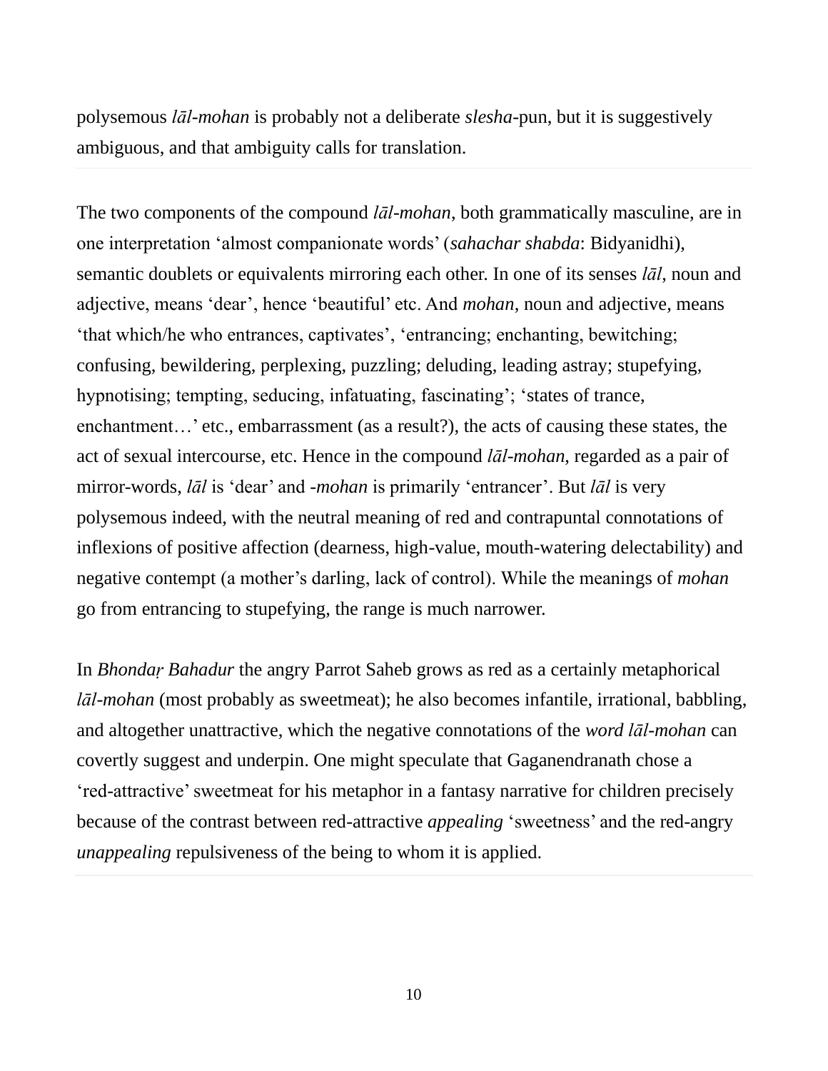polysemous *lāl-mohan* is probably not a deliberate *slesha*-pun, but it is suggestively ambiguous, and that ambiguity calls for translation.

The two components of the compound *lāl-mohan*, both grammatically masculine, are in one interpretation 'almost companionate words' (*sahachar shabda*: Bidyanidhi), semantic doublets or equivalents mirroring each other. In one of its senses *lāl*, noun and adjective, means 'dear', hence 'beautiful' etc. And *mohan*, noun and adjective, means 'that which/he who entrances, captivates', 'entrancing; enchanting, bewitching; confusing, bewildering, perplexing, puzzling; deluding, leading astray; stupefying, hypnotising; tempting, seducing, infatuating, fascinating'; 'states of trance, enchantment…' etc., embarrassment (as a result?), the acts of causing these states, the act of sexual intercourse, etc. Hence in the compound *lāl-mohan*, regarded as a pair of mirror-words, *lāl* is 'dear' and *-mohan* is primarily 'entrancer'. But *lāl* is very polysemous indeed, with the neutral meaning of red and contrapuntal connotations of inflexions of positive affection (dearness, high-value, mouth-watering delectability) and negative contempt (a mother's darling, lack of control). While the meanings of *mohan* go from entrancing to stupefying, the range is much narrower.

In *Bhondaṛ Bahadur* the angry Parrot Saheb grows as red as a certainly metaphorical *lāl-mohan* (most probably as sweetmeat); he also becomes infantile, irrational, babbling, and altogether unattractive, which the negative connotations of the *word lāl-mohan* can covertly suggest and underpin. One might speculate that Gaganendranath chose a 'red-attractive' sweetmeat for his metaphor in a fantasy narrative for children precisely because of the contrast between red-attractive *appealing* 'sweetness' and the red-angry *unappealing* repulsiveness of the being to whom it is applied.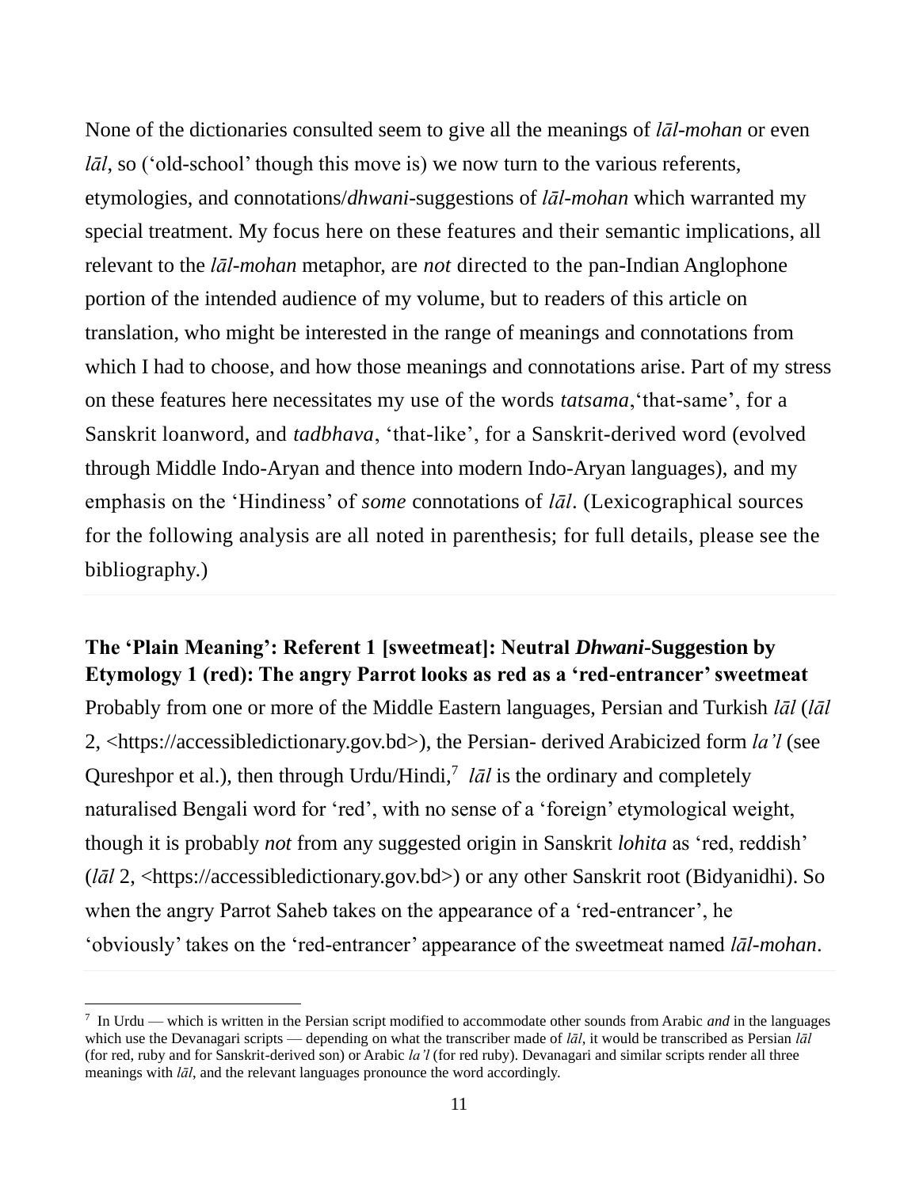None of the dictionaries consulted seem to give all the meanings of *lāl-mohan* or even *lāl*, so ('old-school' though this move is) we now turn to the various referents, etymologies, and connotations/*dhwani*-suggestions of *lāl-mohan* which warranted my special treatment. My focus here on these features and their semantic implications, all relevant to the *lāl-mohan* metaphor, are *not* directed to the pan-Indian Anglophone portion of the intended audience of my volume, but to readers of this article on translation, who might be interested in the range of meanings and connotations from which I had to choose, and how those meanings and connotations arise. Part of my stress on these features here necessitates my use of the words *tatsama*,'that-same', for a Sanskrit loanword, and *tadbhava*, 'that-like', for a Sanskrit-derived word (evolved through Middle Indo-Aryan and thence into modern Indo-Aryan languages), and my emphasis on the 'Hindiness' of *some* connotations of *lāl*. (Lexicographical sources for the following analysis are all noted in parenthesis; for full details, please see the bibliography.)

**The 'Plain Meaning': Referent 1 [sweetmeat]: Neutral *Dhwani*-Suggestion by Etymology 1 (red): The angry Parrot looks as red as a 'red-entrancer' sweetmeat**

Probably from one or more of the Middle Eastern languages, Persian and Turkish *lāl* (*lāl* 2, <https://accessibledictionary.gov.bd>), the Persian- derived Arabicized form *la'l* (see Qureshpor et al.), then through Urdu/Hindi,[7] *lāl* is the ordinary and completely naturalised Bengali word for 'red', with no sense of a 'foreign' etymological weight, though it is probably *not* from any suggested origin in Sanskrit *lohita* as 'red, reddish' (*lāl* 2, <https://accessibledictionary.gov.bd>) or any other Sanskrit root (Bidyanidhi). So when the angry Parrot Saheb takes on the appearance of a 'red-entrancer', he 'obviously' takes on the 'red-entrancer' appearance of the sweetmeat named *lāl-mohan*.

[7] In Urdu — which is written in the Persian script modified to accommodate other sounds from Arabic *and* in the languages which use the Devanagari scripts — depending on what the transcriber made of *lāl*, it would be transcribed as Persian *lāl* (for red, ruby and for Sanskrit-derived son) or Arabic *la'l* (for red ruby). Devanagari and similar scripts render all three meanings with *lāl*, and the relevant languages pronounce the word accordingly.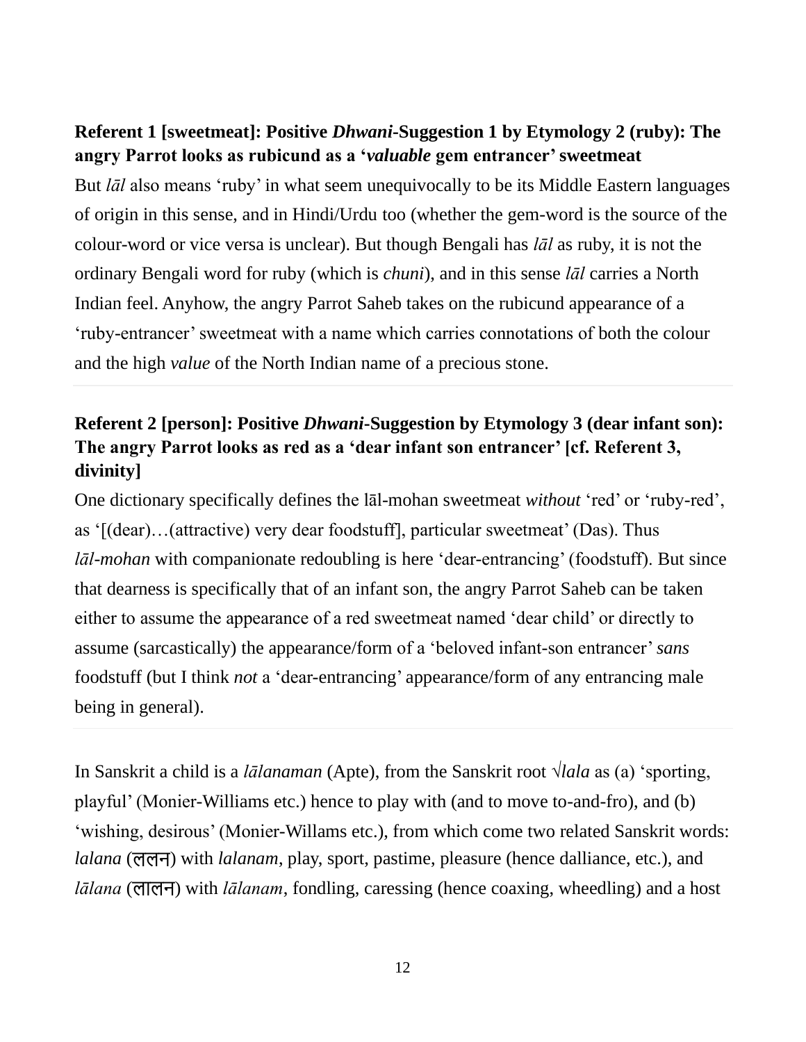### Referent 1 [sweetmeat]: Positive *Dhwani*-Suggestion 1 by Etymology 2 (ruby): The angry Parrot looks as rubicund as a '*valuable* gem entrancer' sweetmeat

But *lāl* also means 'ruby' in what seem unequivocally to be its Middle Eastern languages of origin in this sense, and in Hindi/Urdu too (whether the gem-word is the source of the colour-word or vice versa is unclear). But though Bengali has *lāl* as ruby, it is not the ordinary Bengali word for ruby (which is *chuni*), and in this sense *lāl* carries a North Indian feel. Anyhow, the angry Parrot Saheb takes on the rubicund appearance of a 'ruby-entrancer' sweetmeat with a name which carries connotations of both the colour and the high *value* of the North Indian name of a precious stone.

---

### Referent 2 [person]: Positive *Dhwani*-Suggestion by Etymology 3 (dear infant son): The angry Parrot looks as red as a 'dear infant son entrancer' [cf. Referent 3, divinity]

One dictionary specifically defines the lāl-mohan sweetmeat *without* 'red' or 'ruby-red', as '[(dear)…(attractive) very dear foodstuff], particular sweetmeat' (Das). Thus *lāl-mohan* with companionate redoubling is here 'dear-entrancing' (foodstuff). But since that dearness is specifically that of an infant son, the angry Parrot Saheb can be taken either to assume the appearance of a red sweetmeat named 'dear child' or directly to assume (sarcastically) the appearance/form of a 'beloved infant-son entrancer' *sans* foodstuff (but I think *not* a 'dear-entrancing' appearance/form of any entrancing male being in general).

---

In Sanskrit a child is a *lālanaman* (Apte), from the Sanskrit root √*lala* as (a) 'sporting, playful' (Monier-Williams etc.) hence to play with (and to move to-and-fro), and (b) 'wishing, desirous' (Monier-Willams etc.), from which come two related Sanskrit words: *lalana* (ललन) with *lalanam*, play, sport, pastime, pleasure (hence dalliance, etc.), and *lālana* (लालन) with *lālanam*, fondling, caressing (hence coaxing, wheedling) and a host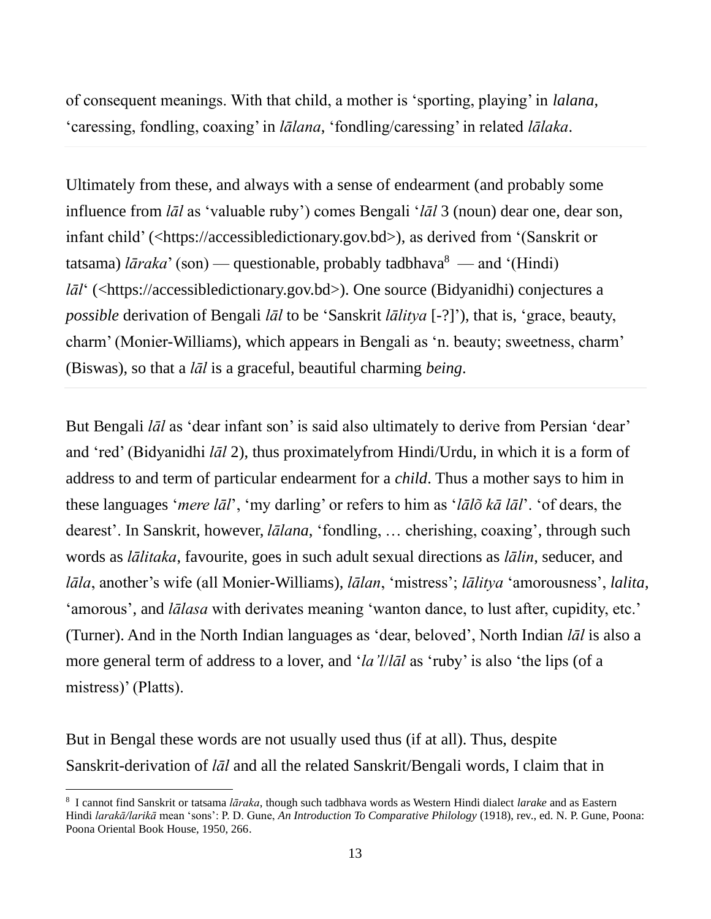of consequent meanings. With that child, a mother is 'sporting, playing' in *lalana*, 'caressing, fondling, coaxing' in *lālana*, 'fondling/caressing' in related *lālaka*.

Ultimately from these, and always with a sense of endearment (and probably some influence from *lāl* as 'valuable ruby') comes Bengali '*lāl* 3 (noun) dear one, dear son, infant child' (<https://accessibledictionary.gov.bd>), as derived from '(Sanskrit or tatsama) *lāraka*' (son) — questionable, probably tadbhava[8] — and '(Hindi) *lāl*' (<https://accessibledictionary.gov.bd>). One source (Bidyanidhi) conjectures a *possible* derivation of Bengali *lāl* to be 'Sanskrit *lālitya* [-?]'), that is, 'grace, beauty, charm' (Monier-Williams), which appears in Bengali as 'n. beauty; sweetness, charm' (Biswas), so that a *lāl* is a graceful, beautiful charming *being*.

But Bengali *lāl* as 'dear infant son' is said also ultimately to derive from Persian 'dear' and 'red' (Bidyanidhi *lāl* 2), thus proximatelyfrom Hindi/Urdu, in which it is a form of address to and term of particular endearment for a *child*. Thus a mother says to him in these languages '*mere lāl*', 'my darling' or refers to him as '*lālõ kā lāl*'. 'of dears, the dearest'. In Sanskrit, however, *lālana*, 'fondling, … cherishing, coaxing', through such words as *lālitaka*, favourite, goes in such adult sexual directions as *lālin*, seducer, and *lāla*, another's wife (all Monier-Williams), *lālan*, 'mistress'; *lālitya* 'amorousness', *lalita*, 'amorous', and *lālasa* with derivates meaning 'wanton dance, to lust after, cupidity, etc.' (Turner). And in the North Indian languages as 'dear, beloved', North Indian *lāl* is also a more general term of address to a lover, and '*la'l*/*lāl* as 'ruby' is also 'the lips (of a mistress)' (Platts).

But in Bengal these words are not usually used thus (if at all). Thus, despite Sanskrit-derivation of *lāl* and all the related Sanskrit/Bengali words, I claim that in

---

[8] I cannot find Sanskrit or tatsama *lāraka*, though such tadbhava words as Western Hindi dialect *larake* and as Eastern Hindi *larakā/larikā* mean 'sons': P. D. Gune, *An Introduction To Comparative Philology* (1918), rev., ed. N. P. Gune, Poona: Poona Oriental Book House, 1950, 266.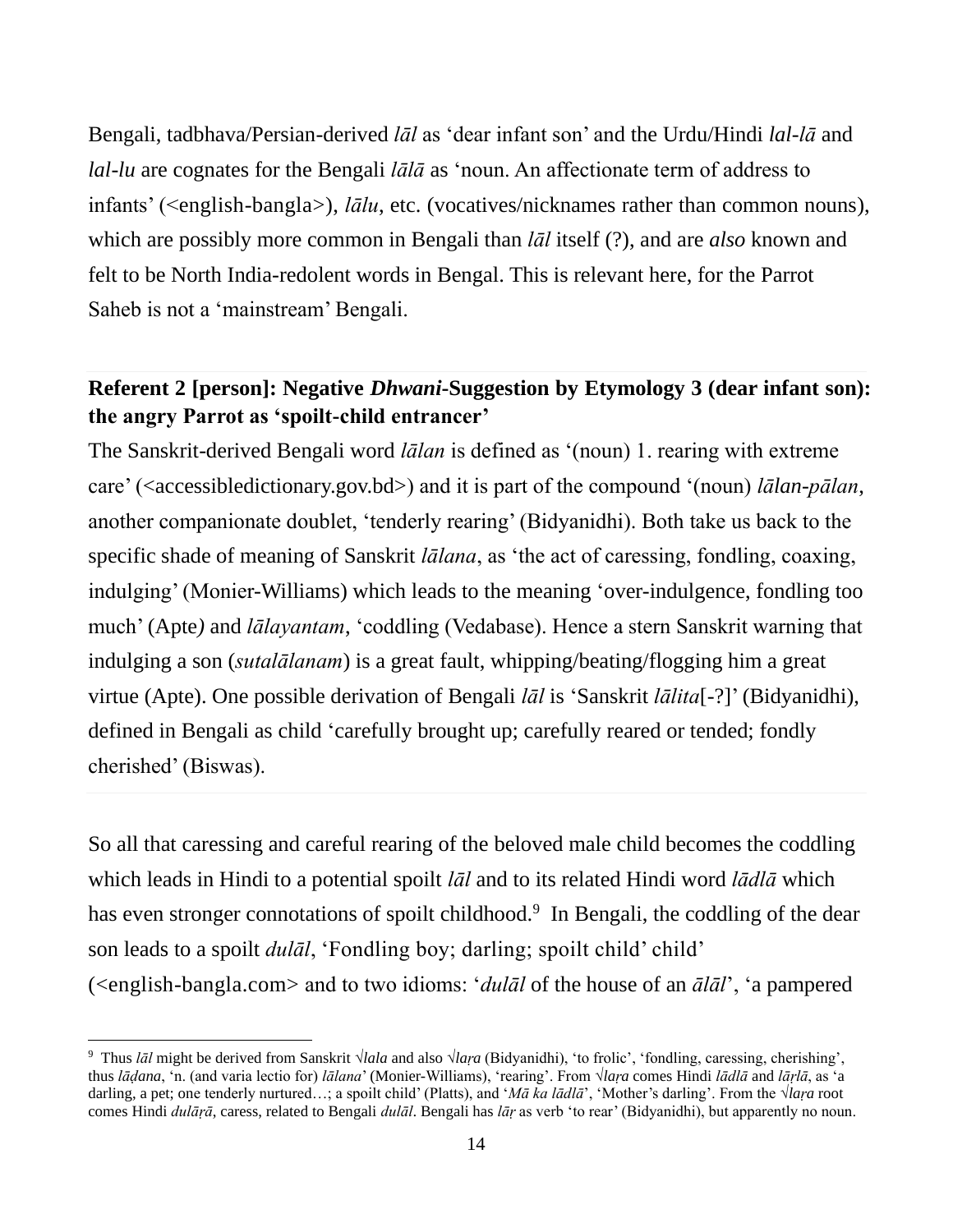Bengali, tadbhava/Persian-derived *lāl* as 'dear infant son' and the Urdu/Hindi *lal-lā* and *lal-lu* are cognates for the Bengali *lālā* as 'noun. An affectionate term of address to infants' (<english-bangla>), *lālu*, etc. (vocatives/nicknames rather than common nouns), which are possibly more common in Bengali than *lāl* itself (?), and are *also* known and felt to be North India-redolent words in Bengal. This is relevant here, for the Parrot Saheb is not a 'mainstream' Bengali.

**Referent 2 [person]: Negative *Dhwani*-Suggestion by Etymology 3 (dear infant son): the angry Parrot as 'spoilt-child entrancer'**

The Sanskrit-derived Bengali word *lālan* is defined as '(noun) 1. rearing with extreme care' (<accessibledictionary.gov.bd>) and it is part of the compound '(noun) *lālan-pālan*, another companionate doublet, 'tenderly rearing' (Bidyanidhi). Both take us back to the specific shade of meaning of Sanskrit *lālana*, as 'the act of caressing, fondling, coaxing, indulging' (Monier-Williams) which leads to the meaning 'over-indulgence, fondling too much' (Apte) and *lālayantam*, 'coddling (Vedabase). Hence a stern Sanskrit warning that indulging a son (*sutalālanam*) is a great fault, whipping/beating/flogging him a great virtue (Apte). One possible derivation of Bengali *lāl* is 'Sanskrit *lālita*[-?]' (Bidyanidhi), defined in Bengali as child 'carefully brought up; carefully reared or tended; fondly cherished' (Biswas).

So all that caressing and careful rearing of the beloved male child becomes the coddling which leads in Hindi to a potential spoilt *lāl* and to its related Hindi word *lādlā* which has even stronger connotations of spoilt childhood.[9] In Bengali, the coddling of the dear son leads to a spoilt *dulāl*, 'Fondling boy; darling; spoilt child' child' (<english-bangla.com> and to two idioms: '*dulāl* of the house of an *ālāl*', 'a pampered

---

[9] Thus *lāl* might be derived from Sanskrit √*lala* and also √*laṛa* (Bidyanidhi), 'to frolic', 'fondling, caressing, cherishing', thus *lāḍana*, 'n. (and varia lectio for) *lālana*' (Monier-Williams), 'rearing'. From √*laṛa* comes Hindi *lādlā* and *lāṛlā*, as 'a darling, a pet; one tenderly nurtured…; a spoilt child' (Platts), and '*Mā ka lādlā*', 'Mother's darling'. From the √*laṛa* root comes Hindi *dulāṛā*, caress, related to Bengali *dulāl*. Bengali has *lāṛ* as verb 'to rear' (Bidyanidhi), but apparently no noun.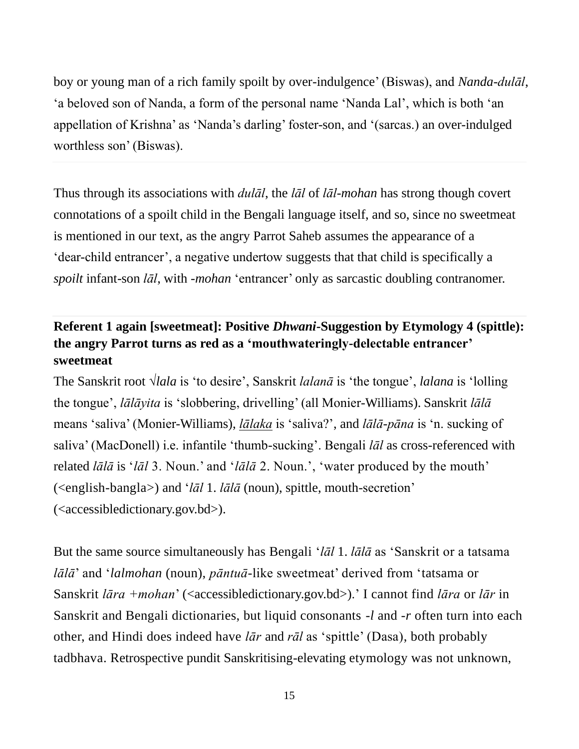boy or young man of a rich family spoilt by over-indulgence' (Biswas), and *Nanda-dulāl*, 'a beloved son of Nanda, a form of the personal name 'Nanda Lal', which is both 'an appellation of Krishna' as 'Nanda's darling' foster-son, and '(sarcas.) an over-indulged worthless son' (Biswas).

Thus through its associations with *dulāl*, the *lāl* of *lāl-mohan* has strong though covert connotations of a spoilt child in the Bengali language itself, and so, since no sweetmeat is mentioned in our text, as the angry Parrot Saheb assumes the appearance of a 'dear-child entrancer', a negative undertow suggests that that child is specifically a *spoilt* infant-son *lāl*, with *-mohan* 'entrancer' only as sarcastic doubling contranomer.

**Referent 1 again [sweetmeat]: Positive *Dhwani*-Suggestion by Etymology 4 (spittle): the angry Parrot turns as red as a 'mouthwateringly-delectable entrancer' sweetmeat**

The Sanskrit root √*lala* is 'to desire', Sanskrit *lalanā* is 'the tongue', *lalana* is 'lolling the tongue', *lālāyita* is 'slobbering, drivelling' (all Monier-Williams). Sanskrit *lālā* means 'saliva' (Monier-Williams), *lālaka* is 'saliva?', and *lālā-pāna* is 'n. sucking of saliva' (MacDonell) i.e. infantile 'thumb-sucking'. Bengali *lāl* as cross-referenced with related *lālā* is '*lāl* 3. Noun.' and '*lālā* 2. Noun.', 'water produced by the mouth' (<english-bangla>) and '*lāl* 1. *lālā* (noun), spittle, mouth-secretion' (<accessibledictionary.gov.bd>).

But the same source simultaneously has Bengali '*lāl* 1. *lālā* as 'Sanskrit or a tatsama *lālā*' and '*lalmohan* (noun), *pāntuā*-like sweetmeat' derived from 'tatsama or Sanskrit *lāra +mohan*' (<accessibledictionary.gov.bd>).' I cannot find *lāra* or *lār* in Sanskrit and Bengali dictionaries, but liquid consonants *-l* and *-r* often turn into each other, and Hindi does indeed have *lār* and *rāl* as 'spittle' (Dasa), both probably tadbhava. Retrospective pundit Sanskritising-elevating etymology was not unknown,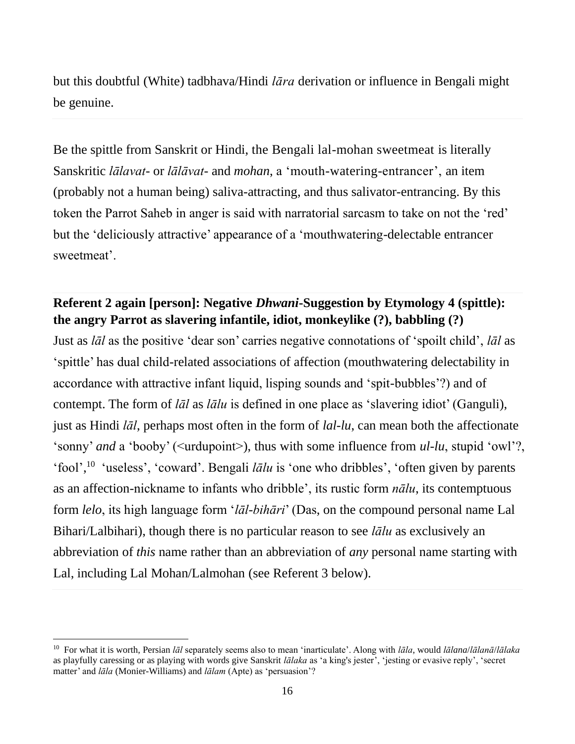but this doubtful (White) tadbhava/Hindi *lāra* derivation or influence in Bengali might be genuine.

Be the spittle from Sanskrit or Hindi, the Bengali lal-mohan sweetmeat is literally Sanskritic *lālavat*- or *lālāvat*- and *mohan*, a 'mouth-watering-entrancer', an item (probably not a human being) saliva-attracting, and thus salivator-entrancing. By this token the Parrot Saheb in anger is said with narratorial sarcasm to take on not the 'red' but the 'deliciously attractive' appearance of a 'mouthwatering-delectable entrancer sweetmeat'.

**Referent 2 again [person]: Negative *Dhwani*-Suggestion by Etymology 4 (spittle): the angry Parrot as slavering infantile, idiot, monkeylike (?), babbling (?)**

Just as *lāl* as the positive 'dear son' carries negative connotations of 'spoilt child', *lāl* as 'spittle' has dual child-related associations of affection (mouthwatering delectability in accordance with attractive infant liquid, lisping sounds and 'spit-bubbles'?) and of contempt. The form of *lāl* as *lālu* is defined in one place as 'slavering idiot' (Ganguli), just as Hindi *lāl*, perhaps most often in the form of *lal-lu*, can mean both the affectionate 'sonny' *and* a 'booby' (<urdupoint>), thus with some influence from *ul-lu*, stupid 'owl'?, 'fool',[10] 'useless', 'coward'. Bengali *lālu* is 'one who dribbles', 'often given by parents as an affection-nickname to infants who dribble', its rustic form *nālu*, its contemptuous form *lelo*, its high language form '*lāl-bihāri*' (Das, on the compound personal name Lal Bihari/Lalbihari), though there is no particular reason to see *lālu* as exclusively an abbreviation of *this* name rather than an abbreviation of *any* personal name starting with Lal, including Lal Mohan/Lalmohan (see Referent 3 below).

---

[10] For what it is worth, Persian *lāl* separately seems also to mean 'inarticulate'. Along with *lāla*, would *lālana*/*lālanā*/*lālaka* as playfully caressing or as playing with words give Sanskrit *lālaka* as 'a king's jester', 'jesting or evasive reply', 'secret matter' and *lāla* (Monier-Williams) and *lālam* (Apte) as 'persuasion'?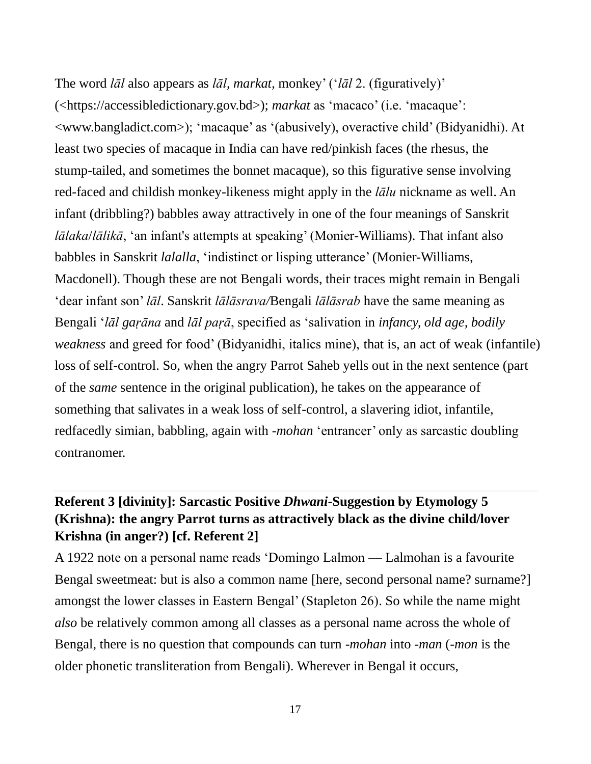The word *lāl* also appears as *lāl*, *markat*, monkey' ('*lāl* 2. (figuratively)' (<https://accessibledictionary.gov.bd>); *markat* as 'macaco' (i.e. 'macaque': <www.bangladict.com>); 'macaque' as '(abusively), overactive child' (Bidyanidhi). At least two species of macaque in India can have red/pinkish faces (the rhesus, the stump-tailed, and sometimes the bonnet macaque), so this figurative sense involving red-faced and childish monkey-likeness might apply in the *lālu* nickname as well. An infant (dribbling?) babbles away attractively in one of the four meanings of Sanskrit *lālaka*/*lālikā*, 'an infant's attempts at speaking' (Monier-Williams). That infant also babbles in Sanskrit *lalalla*, 'indistinct or lisping utterance' (Monier-Williams, Macdonell). Though these are not Bengali words, their traces might remain in Bengali 'dear infant son' *lāl*. Sanskrit *lālāsrava/*Bengali *lālāsrab* have the same meaning as Bengali '*lāl gaṛāna* and *lāl paṛā*, specified as 'salivation in *infancy, old age, bodily weakness* and greed for food' (Bidyanidhi, italics mine), that is, an act of weak (infantile) loss of self-control. So, when the angry Parrot Saheb yells out in the next sentence (part of the *same* sentence in the original publication), he takes on the appearance of something that salivates in a weak loss of self-control, a slavering idiot, infantile, redfacedly simian, babbling, again with *-mohan* 'entrancer' only as sarcastic doubling contranomer.

**Referent 3 [divinity]: Sarcastic Positive *Dhwani*-Suggestion by Etymology 5 (Krishna): the angry Parrot turns as attractively black as the divine child/lover Krishna (in anger?) [cf. Referent 2]**

A 1922 note on a personal name reads 'Domingo Lalmon — Lalmohan is a favourite Bengal sweetmeat: but is also a common name [here, second personal name? surname?] amongst the lower classes in Eastern Bengal' (Stapleton 26). So while the name might *also* be relatively common among all classes as a personal name across the whole of Bengal, there is no question that compounds can turn *-mohan* into *-man* (*-mon* is the older phonetic transliteration from Bengali). Wherever in Bengal it occurs,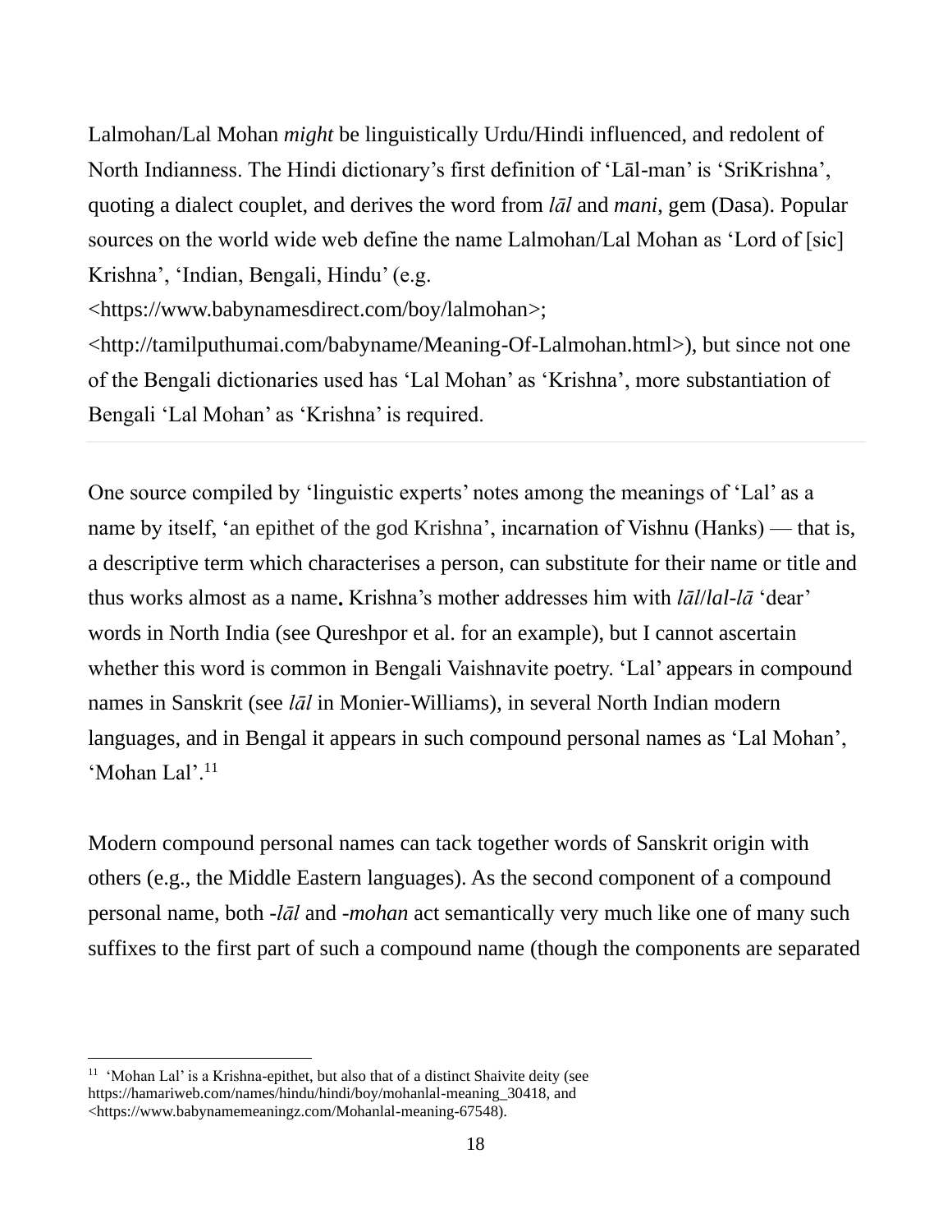Lalmohan/Lal Mohan *might* be linguistically Urdu/Hindi influenced, and redolent of North Indianness. The Hindi dictionary's first definition of 'Lāl-man' is 'SriKrishna', quoting a dialect couplet, and derives the word from *lāl* and *mani*, gem (Dasa). Popular sources on the world wide web define the name Lalmohan/Lal Mohan as 'Lord of [sic] Krishna', 'Indian, Bengali, Hindu' (e.g. <https://www.babynamesdirect.com/boy/lalmohan>; <http://tamilputhumai.com/babyname/Meaning-Of-Lalmohan.html>), but since not one of the Bengali dictionaries used has 'Lal Mohan' as 'Krishna', more substantiation of Bengali 'Lal Mohan' as 'Krishna' is required.

---

One source compiled by 'linguistic experts' notes among the meanings of 'Lal' as a name by itself, 'an epithet of the god Krishna', incarnation of Vishnu (Hanks) — that is, a descriptive term which characterises a person, can substitute for their name or title and thus works almost as a name**.** Krishna's mother addresses him with *lāl*/*lal-lā* 'dear' words in North India (see Qureshpor et al. for an example), but I cannot ascertain whether this word is common in Bengali Vaishnavite poetry. 'Lal' appears in compound names in Sanskrit (see *lāl* in Monier-Williams), in several North Indian modern languages, and in Bengal it appears in such compound personal names as 'Lal Mohan', 'Mohan Lal'.[11]

Modern compound personal names can tack together words of Sanskrit origin with others (e.g., the Middle Eastern languages). As the second component of a compound personal name, both -*lāl* and -*mohan* act semantically very much like one of many such suffixes to the first part of such a compound name (though the components are separated

---

[11] 'Mohan Lal' is a Krishna-epithet, but also that of a distinct Shaivite deity (see https://hamariweb.com/names/hindu/hindi/boy/mohanlal-meaning_30418, and <https://www.babynamemeaningz.com/Mohanlal-meaning-67548).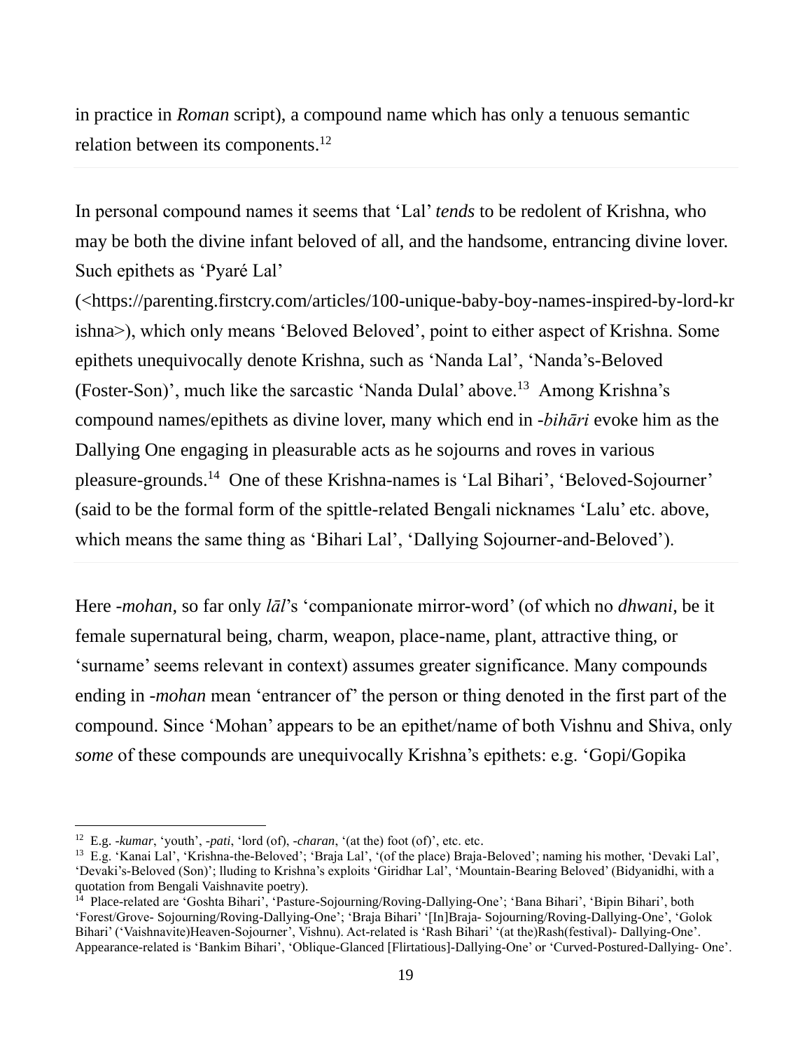in practice in *Roman* script), a compound name which has only a tenuous semantic relation between its components.[12]

In personal compound names it seems that ‘Lal’ *tends* to be redolent of Krishna, who may be both the divine infant beloved of all, and the handsome, entrancing divine lover. Such epithets as ‘Pyaré Lal’ (<https://parenting.firstcry.com/articles/100-unique-baby-boy-names-inspired-by-lord-krishna>), which only means ‘Beloved Beloved’, point to either aspect of Krishna. Some epithets unequivocally denote Krishna, such as ‘Nanda Lal’, ‘Nanda’s-Beloved (Foster-Son)’, much like the sarcastic ‘Nanda Dulal’ above.[13] Among Krishna’s compound names/epithets as divine lover, many which end in *-bihāri* evoke him as the Dallying One engaging in pleasurable acts as he sojourns and roves in various pleasure-grounds.[14] One of these Krishna-names is ‘Lal Bihari’, ‘Beloved-Sojourner’ (said to be the formal form of the spittle-related Bengali nicknames ‘Lalu’ etc. above, which means the same thing as ‘Bihari Lal’, ‘Dallying Sojourner-and-Beloved’).

Here *-mohan*, so far only *lāl*’s ‘companionate mirror-word’ (of which no *dhwani*, be it female supernatural being, charm, weapon, place-name, plant, attractive thing, or ‘surname’ seems relevant in context) assumes greater significance. Many compounds ending in *-mohan* mean ‘entrancer of’ the person or thing denoted in the first part of the compound. Since ‘Mohan’ appears to be an epithet/name of both Vishnu and Shiva, only *some* of these compounds are unequivocally Krishna’s epithets: e.g. ‘Gopi/Gopika

---

[12] E.g. *-kumar*, ‘youth’, *-pati*, ‘lord (of), *-charan*, ‘(at the) foot (of)’, etc. etc.

[13] E.g. ‘Kanai Lal’, ‘Krishna-the-Beloved’; ‘Braja Lal’, ‘(of the place) Braja-Beloved’; naming his mother, ‘Devaki Lal’, ‘Devaki’s-Beloved (Son)’; lluding to Krishna’s exploits ‘Giridhar Lal’, ‘Mountain-Bearing Beloved’ (Bidyanidhi, with a quotation from Bengali Vaishnavite poetry).

[14] Place-related are ‘Goshta Bihari’, ‘Pasture-Sojourning/Roving-Dallying-One’; ‘Bana Bihari’, ‘Bipin Bihari’, both ‘Forest/Grove- Sojourning/Roving-Dallying-One’; ‘Braja Bihari’ ‘[In]Braja- Sojourning/Roving-Dallying-One’, ‘Golok Bihari’ (‘Vaishnavite)Heaven-Sojourner’, Vishnu). Act-related is ‘Rash Bihari’ ‘(at the)Rash(festival)- Dallying-One’. Appearance-related is ‘Bankim Bihari’, ‘Oblique-Glanced [Flirtatious]-Dallying-One’ or ‘Curved-Postured-Dallying- One’.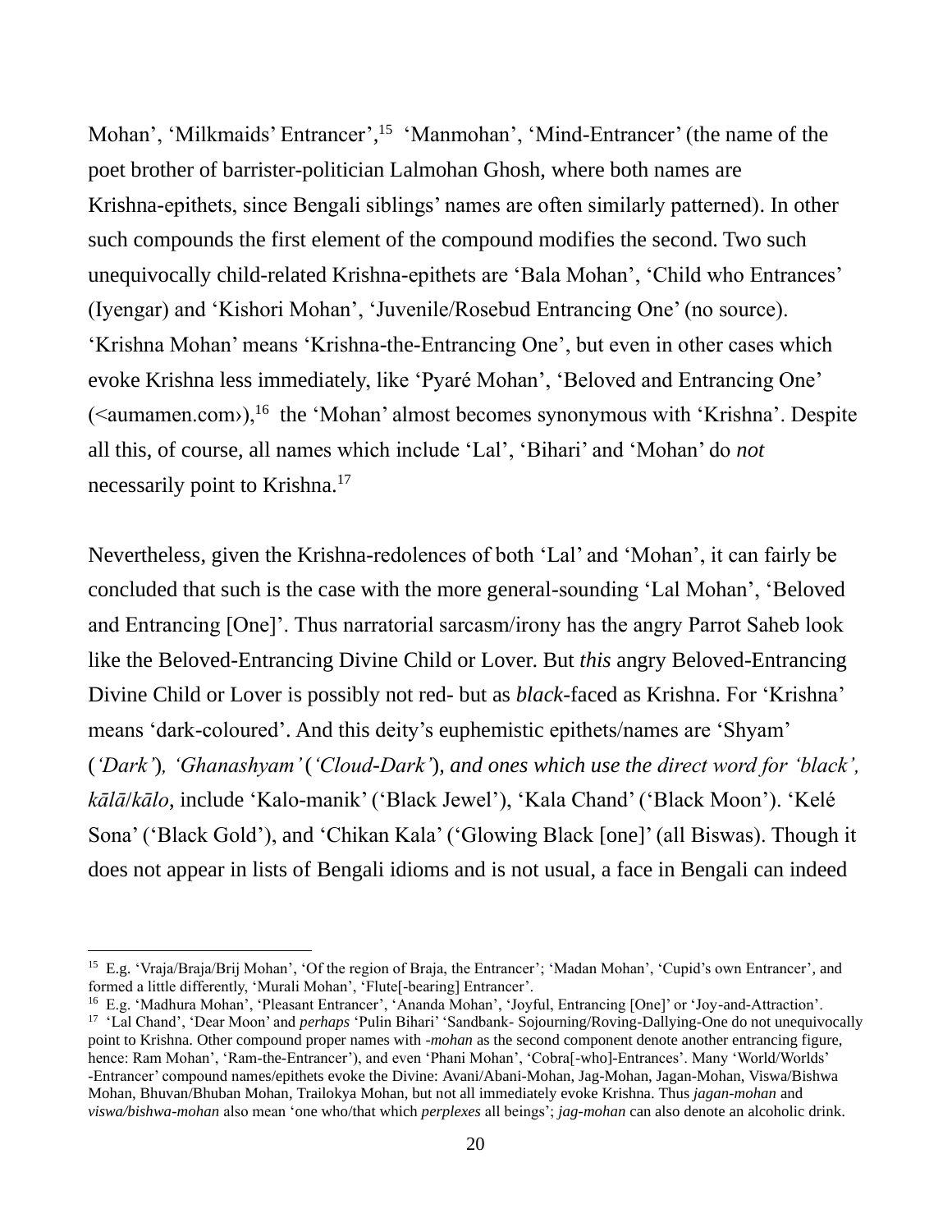Mohan', 'Milkmaids' Entrancer',[15] 'Manmohan', 'Mind-Entrancer' (the name of the poet brother of barrister-politician Lalmohan Ghosh, where both names are Krishna-epithets, since Bengali siblings' names are often similarly patterned). In other such compounds the first element of the compound modifies the second. Two such unequivocally child-related Krishna-epithets are 'Bala Mohan', 'Child who Entrances' (Iyengar) and 'Kishori Mohan', 'Juvenile/Rosebud Entrancing One' (no source). 'Krishna Mohan' means 'Krishna-the-Entrancing One', but even in other cases which evoke Krishna less immediately, like 'Pyaré Mohan', 'Beloved and Entrancing One' (<aumamen.com›),[16] the 'Mohan' almost becomes synonymous with 'Krishna'. Despite all this, of course, all names which include 'Lal', 'Bihari' and 'Mohan' do *not* necessarily point to Krishna.[17]

Nevertheless, given the Krishna-redolences of both 'Lal' and 'Mohan', it can fairly be concluded that such is the case with the more general-sounding 'Lal Mohan', 'Beloved and Entrancing [One]'. Thus narratorial sarcasm/irony has the angry Parrot Saheb look like the Beloved-Entrancing Divine Child or Lover. But *this* angry Beloved-Entrancing Divine Child or Lover is possibly not red- but as *black*-faced as Krishna. For 'Krishna' means 'dark-coloured'. And this deity's euphemistic epithets/names are 'Shyam' (*'Dark'*)*, 'Ghanashyam'* (*'Cloud-Dark'*)*, and ones which use the direct word for 'black', kālā/kālo*, include 'Kalo-manik' ('Black Jewel'), 'Kala Chand' ('Black Moon'). 'Kelé Sona' ('Black Gold'), and 'Chikan Kala' ('Glowing Black [one]' (all Biswas). Though it does not appear in lists of Bengali idioms and is not usual, a face in Bengali can indeed

---

[15] E.g. 'Vraja/Braja/Brij Mohan', 'Of the region of Braja, the Entrancer'; 'Madan Mohan', 'Cupid's own Entrancer', and formed a little differently, 'Murali Mohan', 'Flute[-bearing] Entrancer'.

[16] E.g. 'Madhura Mohan', 'Pleasant Entrancer', 'Ananda Mohan', 'Joyful, Entrancing [One]' or 'Joy-and-Attraction'.

[17] 'Lal Chand', 'Dear Moon' and *perhaps* 'Pulin Bihari' 'Sandbank- Sojourning/Roving-Dallying-One do not unequivocally point to Krishna. Other compound proper names with *-mohan* as the second component denote another entrancing figure, hence: Ram Mohan', 'Ram-the-Entrancer'), and even 'Phani Mohan', 'Cobra[-who]-Entrances'. Many 'World/Worlds' -Entrancer' compound names/epithets evoke the Divine: Avani/Abani-Mohan, Jag-Mohan, Jagan-Mohan, Viswa/Bishwa Mohan, Bhuvan/Bhuban Mohan, Trailokya Mohan, but not all immediately evoke Krishna. Thus *jagan-mohan* and *viswa/bishwa-mohan* also mean 'one who/that which *perplexes* all beings'; *jag-mohan* can also denote an alcoholic drink.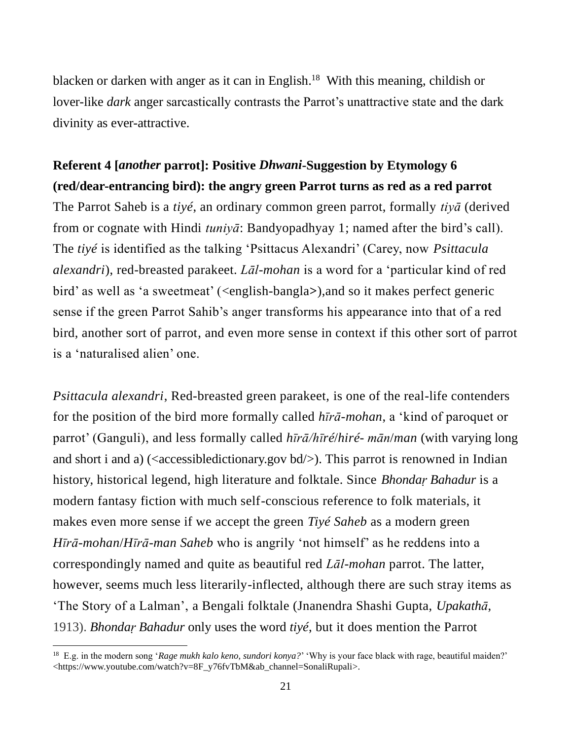blacken or darken with anger as it can in English.[18] With this meaning, childish or lover-like *dark* anger sarcastically contrasts the Parrot's unattractive state and the dark divinity as ever-attractive.

**Referent 4 [*another* parrot]: Positive *Dhwani*-Suggestion by Etymology 6 (red/dear-entrancing bird): the angry green Parrot turns as red as a red parrot**

The Parrot Saheb is a *tiyé*, an ordinary common green parrot, formally *tiyā* (derived from or cognate with Hindi *tuniyā*: Bandyopadhyay 1; named after the bird's call). The *tiyé* is identified as the talking 'Psittacus Alexandri' (Carey, now *Psittacula alexandri*), red-breasted parakeet. *Lāl-mohan* is a word for a 'particular kind of red bird' as well as 'a sweetmeat' (<english-bangla>),and so it makes perfect generic sense if the green Parrot Sahib's anger transforms his appearance into that of a red bird, another sort of parrot, and even more sense in context if this other sort of parrot is a 'naturalised alien' one.

*Psittacula alexandri*, Red-breasted green parakeet, is one of the real-life contenders for the position of the bird more formally called *hīrā-mohan*, a 'kind of paroquet or parrot' (Ganguli), and less formally called *hīrā/hīré/hiré- mān/man* (with varying long and short i and a) (<accessibledictionary.gov bd/>). This parrot is renowned in Indian history, historical legend, high literature and folktale. Since *Bhondaṛ Bahadur* is a modern fantasy fiction with much self-conscious reference to folk materials, it makes even more sense if we accept the green *Tiyé Saheb* as a modern green *Hīrā-mohan*/*Hīrā-man Saheb* who is angrily 'not himself' as he reddens into a correspondingly named and quite as beautiful red *Lāl-mohan* parrot. The latter, however, seems much less literarily-inflected, although there are such stray items as 'The Story of a Lalman', a Bengali folktale (Jnanendra Shashi Gupta, *Upakathā*, 1913). *Bhondaṛ Bahadur* only uses the word *tiyé*, but it does mention the Parrot

[18] E.g. in the modern song '*Rage mukh kalo keno, sundori konya?*' 'Why is your face black with rage, beautiful maiden?' <https://www.youtube.com/watch?v=8F_y76fvTbM&ab_channel=SonaliRupali>.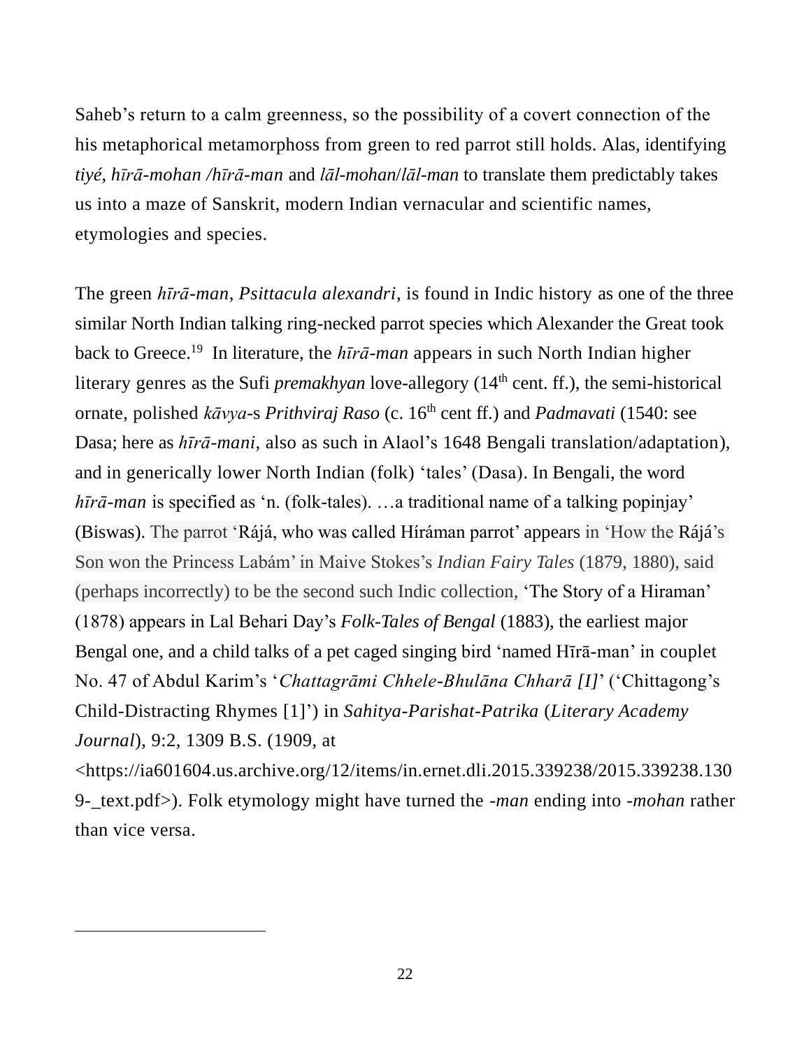Saheb's return to a calm greenness, so the possibility of a covert connection of the his metaphorical metamorphoss from green to red parrot still holds. Alas, identifying *tiyé*, *hīrā-mohan* /*hīrā-man* and *lāl-mohan*/*lāl-man* to translate them predictably takes us into a maze of Sanskrit, modern Indian vernacular and scientific names, etymologies and species.

The green *hīrā-man*, *Psittacula alexandri*, is found in Indic history as one of the three similar North Indian talking ring-necked parrot species which Alexander the Great took back to Greece.[19] In literature, the *hīrā-man* appears in such North Indian higher literary genres as the Sufi *premakhyan* love-allegory (14th cent. ff.), the semi-historical ornate, polished *kāvya*-s *Prithviraj Raso* (c. 16th cent ff.) and *Padmavati* (1540: see Dasa; here as *hīrā-mani*, also as such in Alaol's 1648 Bengali translation/adaptation), and in generically lower North Indian (folk) 'tales' (Dasa). In Bengali, the word *hīrā-man* is specified as 'n. (folk-tales). …a traditional name of a talking popinjay' (Biswas). The parrot 'Rájá, who was called Híráman parrot' appears in 'How the Rájá's Son won the Princess Labám' in Maive Stokes's *Indian Fairy Tales* (1879, 1880), said (perhaps incorrectly) to be the second such Indic collection, 'The Story of a Hiraman' (1878) appears in Lal Behari Day's *Folk-Tales of Bengal* (1883), the earliest major Bengal one, and a child talks of a pet caged singing bird 'named Hīrā-man' in couplet No. 47 of Abdul Karim's '*Chattagrāmi Chhele-Bhulāna Chharā [I]*' ('Chittagong's Child-Distracting Rhymes [1]') in *Sahitya-Parishat-Patrika* (*Literary Academy Journal*), 9:2, 1309 B.S. (1909, at <https://ia601604.us.archive.org/12/items/in.ernet.dli.2015.339238/2015.339238.1309-_text.pdf>). Folk etymology might have turned the *-man* ending into *-mohan* rather than vice versa.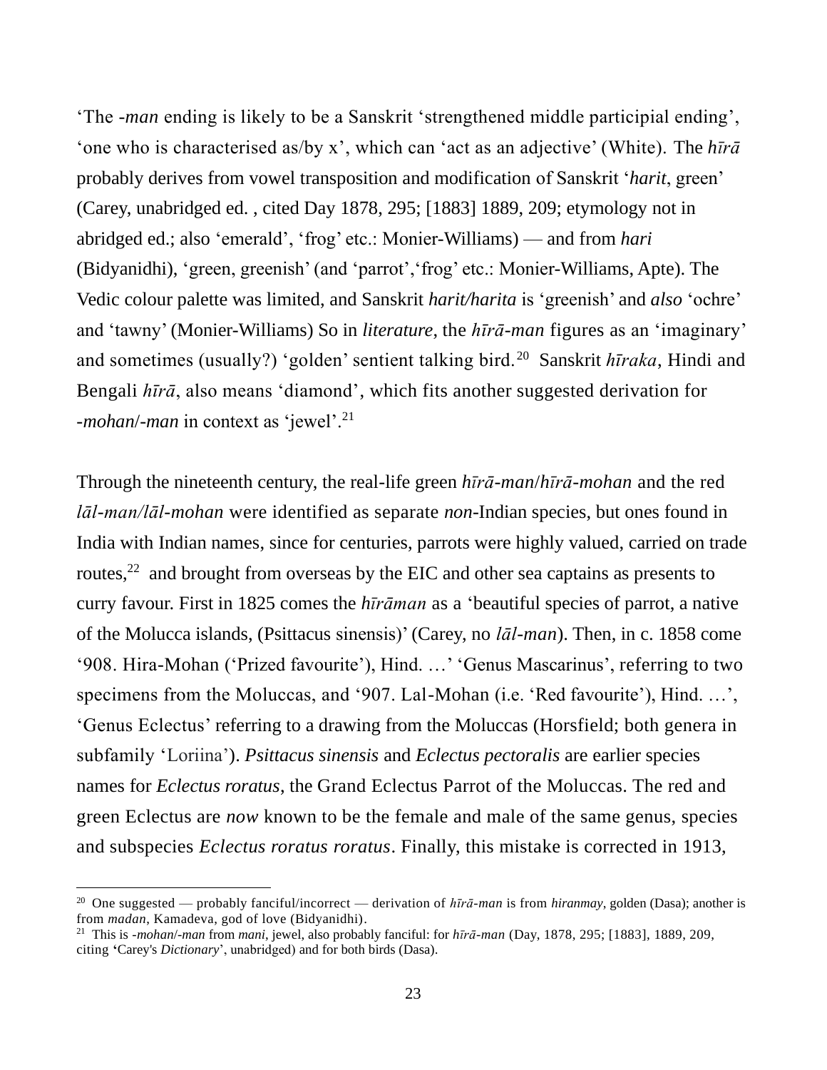'The *-man* ending is likely to be a Sanskrit 'strengthened middle participial ending', 'one who is characterised as/by x', which can 'act as an adjective' (White). The *hīrā* probably derives from vowel transposition and modification of Sanskrit '*harit*, green' (Carey, unabridged ed. , cited Day 1878, 295; [1883] 1889, 209; etymology not in abridged ed.; also 'emerald', 'frog' etc.: Monier-Williams) — and from *hari* (Bidyanidhi), 'green, greenish' (and 'parrot','frog' etc.: Monier-Williams, Apte). The Vedic colour palette was limited, and Sanskrit *harit/harita* is 'greenish' and *also* 'ochre' and 'tawny' (Monier-Williams) So in *literature*, the *hīrā-man* figures as an 'imaginary' and sometimes (usually?) 'golden' sentient talking bird.[20] Sanskrit *hīraka*, Hindi and Bengali *hīrā*, also means 'diamond', which fits another suggested derivation for *-mohan*/*-man* in context as 'jewel'.[21]

Through the nineteenth century, the real-life green *hīrā-man*/*hīrā-mohan* and the red *lāl-man/lāl-mohan* were identified as separate *non*-Indian species, but ones found in India with Indian names, since for centuries, parrots were highly valued, carried on trade routes,[22] and brought from overseas by the EIC and other sea captains as presents to curry favour. First in 1825 comes the *hīrāman* as a 'beautiful species of parrot, a native of the Molucca islands, (Psittacus sinensis)' (Carey, no *lāl-man*). Then, in c. 1858 come '908. Hira-Mohan ('Prized favourite'), Hind. …' 'Genus Mascarinus', referring to two specimens from the Moluccas, and '907. Lal-Mohan (i.e. 'Red favourite'), Hind. …', 'Genus Eclectus' referring to a drawing from the Moluccas (Horsfield; both genera in subfamily 'Loriina'). *Psittacus sinensis* and *Eclectus pectoralis* are earlier species names for *Eclectus roratus*, the Grand Eclectus Parrot of the Moluccas. The red and green Eclectus are *now* known to be the female and male of the same genus, species and subspecies *Eclectus roratus roratus*. Finally, this mistake is corrected in 1913,

---

[20] One suggested — probably fanciful/incorrect — derivation of *hīrā-man* is from *hiranmay*, golden (Dasa); another is from *madan*, Kamadeva, god of love (Bidyanidhi).

[21] This is *-mohan*/*-man* from *mani*, jewel, also probably fanciful: for *hīrā-man* (Day, 1878, 295; [1883], 1889, 209, citing 'Carey's *Dictionary*', unabridged) and for both birds (Dasa).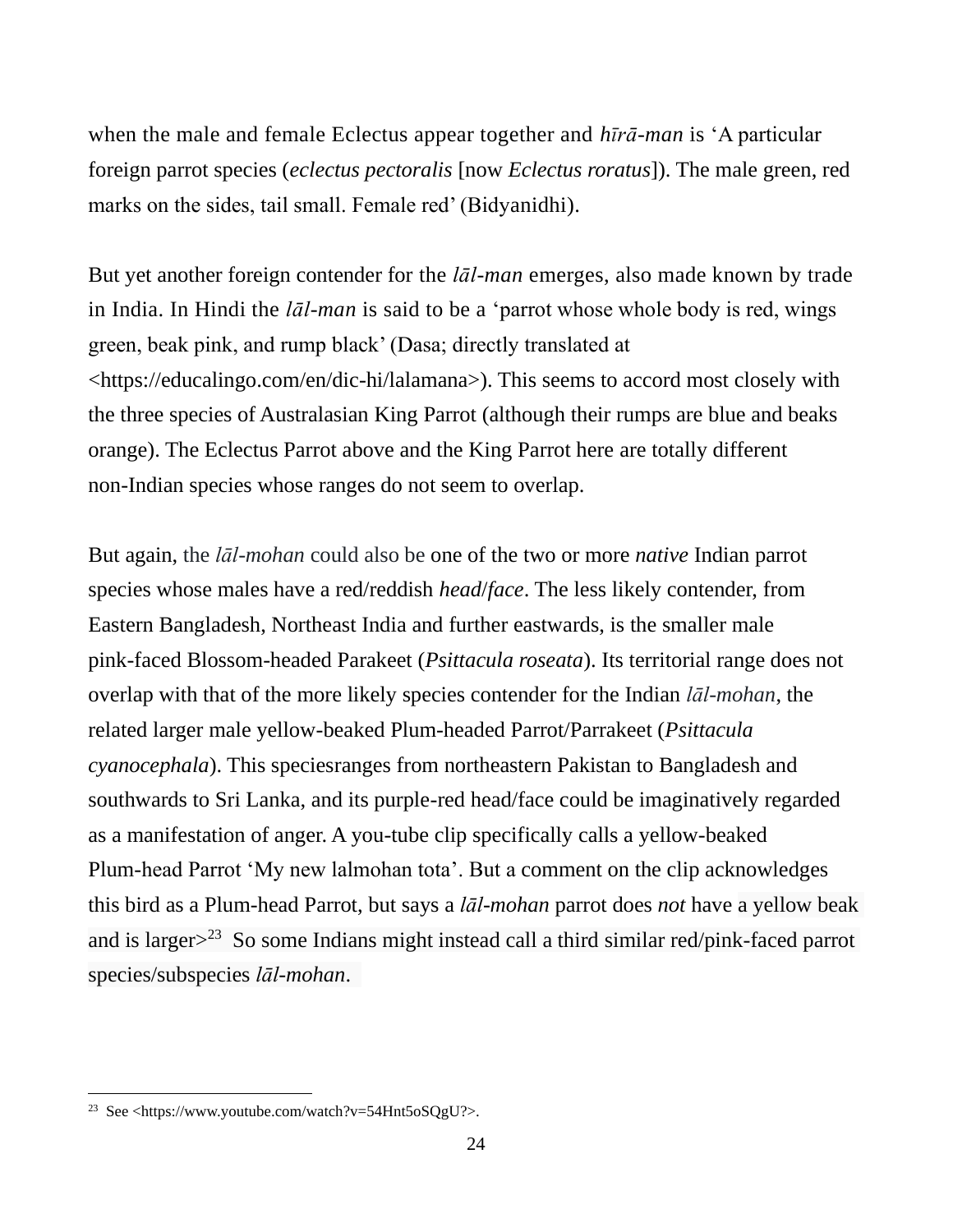when the male and female Eclectus appear together and *hīrā-man* is 'A particular foreign parrot species (*eclectus pectoralis* [now *Eclectus roratus*]). The male green, red marks on the sides, tail small. Female red' (Bidyanidhi).

But yet another foreign contender for the *lāl-man* emerges, also made known by trade in India. In Hindi the *lāl-man* is said to be a 'parrot whose whole body is red, wings green, beak pink, and rump black' (Dasa; directly translated at <https://educalingo.com/en/dic-hi/lalamana>). This seems to accord most closely with the three species of Australasian King Parrot (although their rumps are blue and beaks orange). The Eclectus Parrot above and the King Parrot here are totally different non-Indian species whose ranges do not seem to overlap.

But again, the *lāl-mohan* could also be one of the two or more *native* Indian parrot species whose males have a red/reddish *head*/*face*. The less likely contender, from Eastern Bangladesh, Northeast India and further eastwards, is the smaller male pink-faced Blossom-headed Parakeet (*Psittacula roseata*). Its territorial range does not overlap with that of the more likely species contender for the Indian *lāl-mohan*, the related larger male yellow-beaked Plum-headed Parrot/Parrakeet (*Psittacula cyanocephala*). This speciesranges from northeastern Pakistan to Bangladesh and southwards to Sri Lanka, and its purple-red head/face could be imaginatively regarded as a manifestation of anger. A you-tube clip specifically calls a yellow-beaked Plum-head Parrot 'My new lalmohan tota'. But a comment on the clip acknowledges this bird as a Plum-head Parrot, but says a *lāl-mohan* parrot does *not* have a yellow beak and is larger>[23] So some Indians might instead call a third similar red/pink-faced parrot species/subspecies *lāl-mohan*.

---

[23] See <https://www.youtube.com/watch?v=54Hnt5oSQgU?>.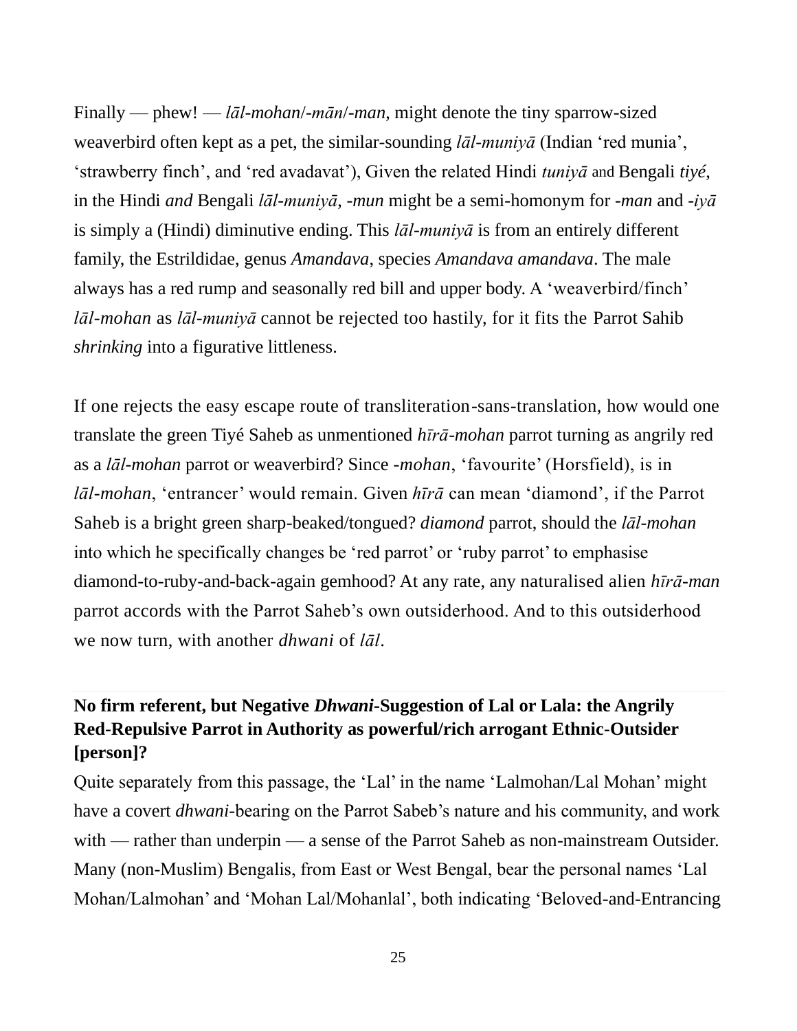Finally — phew! — *lāl-mohan*/*-mān*/*-man*, might denote the tiny sparrow-sized weaverbird often kept as a pet, the similar-sounding *lāl-muniyā* (Indian 'red munia', 'strawberry finch', and 'red avadavat'), Given the related Hindi *tuniyā* and Bengali *tiyé*, in the Hindi *and* Bengali *lāl-muniyā*, *-mun* might be a semi-homonym for *-man* and *-iyā* is simply a (Hindi) diminutive ending. This *lāl-muniyā* is from an entirely different family, the Estrildidae, genus *Amandava*, species *Amandava amandava*. The male always has a red rump and seasonally red bill and upper body. A 'weaverbird/finch' *lāl-mohan* as *lāl-muniyā* cannot be rejected too hastily, for it fits the Parrot Sahib *shrinking* into a figurative littleness.

If one rejects the easy escape route of transliteration-sans-translation, how would one translate the green Tiyé Saheb as unmentioned *hīrā-mohan* parrot turning as angrily red as a *lāl-mohan* parrot or weaverbird? Since *-mohan*, 'favourite' (Horsfield), is in *lāl-mohan*, 'entrancer' would remain. Given *hīrā* can mean 'diamond', if the Parrot Saheb is a bright green sharp-beaked/tongued? *diamond* parrot, should the *lāl-mohan* into which he specifically changes be 'red parrot' or 'ruby parrot' to emphasise diamond-to-ruby-and-back-again gemhood? At any rate, any naturalised alien *hīrā-man* parrot accords with the Parrot Saheb's own outsiderhood. And to this outsiderhood we now turn, with another *dhwani* of *lāl*.

**No firm referent, but Negative *Dhwani*-Suggestion of Lal or Lala: the Angrily Red-Repulsive Parrot in Authority as powerful/rich arrogant Ethnic-Outsider [person]?**

Quite separately from this passage, the 'Lal' in the name 'Lalmohan/Lal Mohan' might have a covert *dhwani*-bearing on the Parrot Sabeb's nature and his community, and work with — rather than underpin — a sense of the Parrot Saheb as non-mainstream Outsider. Many (non-Muslim) Bengalis, from East or West Bengal, bear the personal names 'Lal Mohan/Lalmohan' and 'Mohan Lal/Mohanlal', both indicating 'Beloved-and-Entrancing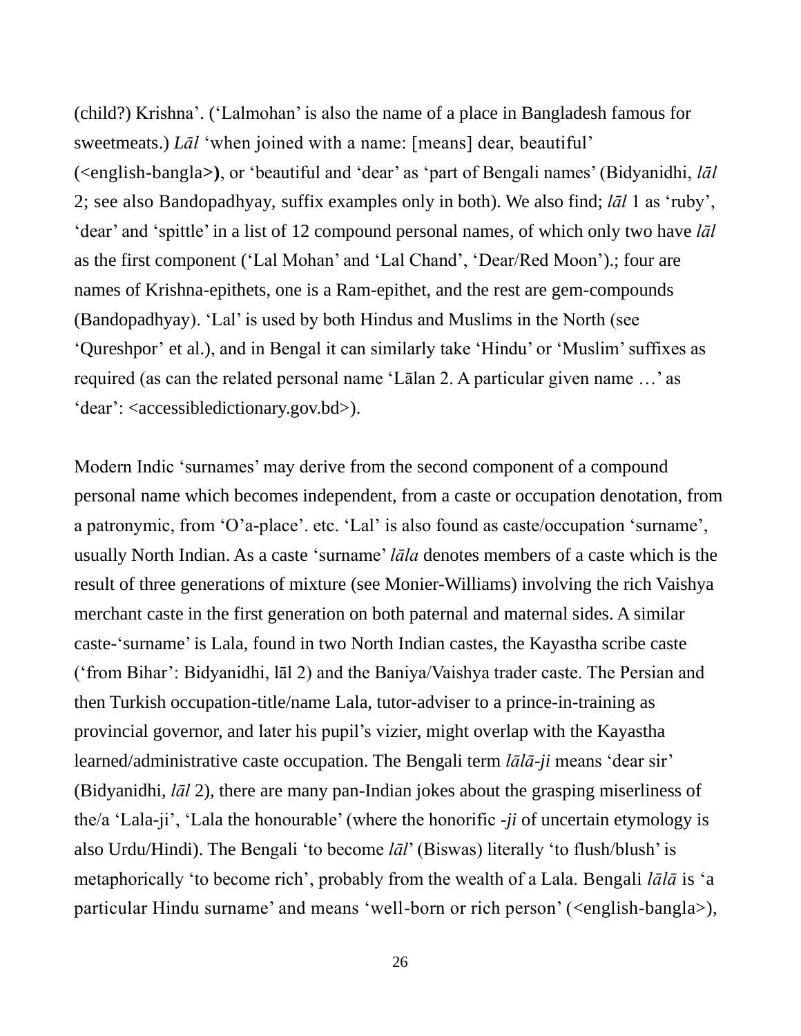(child?) Krishna'. ('Lalmohan' is also the name of a place in Bangladesh famous for sweetmeats.) *Lāl* 'when joined with a name: [means] dear, beautiful' (<english-bangla>**)**, or 'beautiful and 'dear' as 'part of Bengali names' (Bidyanidhi, *lāl* 2; see also Bandopadhyay, suffix examples only in both). We also find; *lāl* 1 as 'ruby', 'dear' and 'spittle' in a list of 12 compound personal names, of which only two have *lāl* as the first component ('Lal Mohan' and 'Lal Chand', 'Dear/Red Moon').; four are names of Krishna-epithets, one is a Ram-epithet, and the rest are gem-compounds (Bandopadhyay). 'Lal' is used by both Hindus and Muslims in the North (see 'Qureshpor' et al.), and in Bengal it can similarly take 'Hindu' or 'Muslim' suffixes as required (as can the related personal name 'Lālan 2. A particular given name …' as 'dear': <accessibledictionary.gov.bd>).

Modern Indic 'surnames' may derive from the second component of a compound personal name which becomes independent, from a caste or occupation denotation, from a patronymic, from 'O'a-place'. etc. 'Lal' is also found as caste/occupation 'surname', usually North Indian. As a caste 'surname' *lāla* denotes members of a caste which is the result of three generations of mixture (see Monier-Williams) involving the rich Vaishya merchant caste in the first generation on both paternal and maternal sides. A similar caste-'surname' is Lala, found in two North Indian castes, the Kayastha scribe caste ('from Bihar': Bidyanidhi, lāl 2) and the Baniya/Vaishya trader caste. The Persian and then Turkish occupation-title/name Lala, tutor-adviser to a prince-in-training as provincial governor, and later his pupil's vizier, might overlap with the Kayastha learned/administrative caste occupation. The Bengali term *lālā-ji* means 'dear sir' (Bidyanidhi, *lāl* 2), there are many pan-Indian jokes about the grasping miserliness of the/a 'Lala-ji', 'Lala the honourable' (where the honorific *-ji* of uncertain etymology is also Urdu/Hindi). The Bengali 'to become *lāl*' (Biswas) literally 'to flush/blush' is metaphorically 'to become rich', probably from the wealth of a Lala. Bengali *lālā* is 'a particular Hindu surname' and means 'well-born or rich person' (<english-bangla>),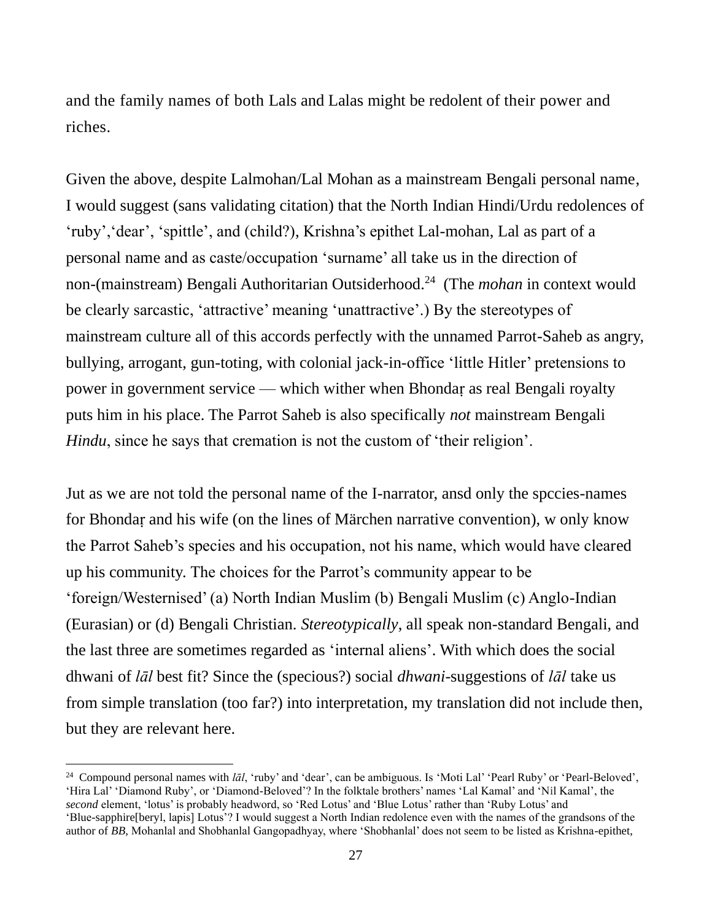and the family names of both Lals and Lalas might be redolent of their power and riches.

Given the above, despite Lalmohan/Lal Mohan as a mainstream Bengali personal name, I would suggest (sans validating citation) that the North Indian Hindi/Urdu redolences of 'ruby','dear', 'spittle', and (child?), Krishna's epithet Lal-mohan, Lal as part of a personal name and as caste/occupation 'surname' all take us in the direction of non-(mainstream) Bengali Authoritarian Outsiderhood.[24] (The *mohan* in context would be clearly sarcastic, 'attractive' meaning 'unattractive'.) By the stereotypes of mainstream culture all of this accords perfectly with the unnamed Parrot-Saheb as angry, bullying, arrogant, gun-toting, with colonial jack-in-office 'little Hitler' pretensions to power in government service — which wither when Bhondaṛ as real Bengali royalty puts him in his place. The Parrot Saheb is also specifically *not* mainstream Bengali *Hindu*, since he says that cremation is not the custom of 'their religion'.

Jut as we are not told the personal name of the I-narrator, ansd only the spccies-names for Bhondaṛ and his wife (on the lines of Märchen narrative convention), w only know the Parrot Saheb's species and his occupation, not his name, which would have cleared up his community. The choices for the Parrot's community appear to be 'foreign/Westernised' (a) North Indian Muslim (b) Bengali Muslim (c) Anglo-Indian (Eurasian) or (d) Bengali Christian. *Stereotypically*, all speak non-standard Bengali, and the last three are sometimes regarded as 'internal aliens'. With which does the social dhwani of *lāl* best fit? Since the (specious?) social *dhwani*-suggestions of *lāl* take us from simple translation (too far?) into interpretation, my translation did not include then, but they are relevant here.

---

[24] Compound personal names with *lāl*, 'ruby' and 'dear', can be ambiguous. Is 'Moti Lal' 'Pearl Ruby' or 'Pearl-Beloved', 'Hira Lal' 'Diamond Ruby', or 'Diamond-Beloved'? In the folktale brothers' names 'Lal Kamal' and 'Nil Kamal', the *second* element, 'lotus' is probably headword, so 'Red Lotus' and 'Blue Lotus' rather than 'Ruby Lotus' and 'Blue-sapphire[beryl, lapis] Lotus'? I would suggest a North Indian redolence even with the names of the grandsons of the author of *BB*, Mohanlal and Shobhanlal Gangopadhyay, where 'Shobhanlal' does not seem to be listed as Krishna-epithet,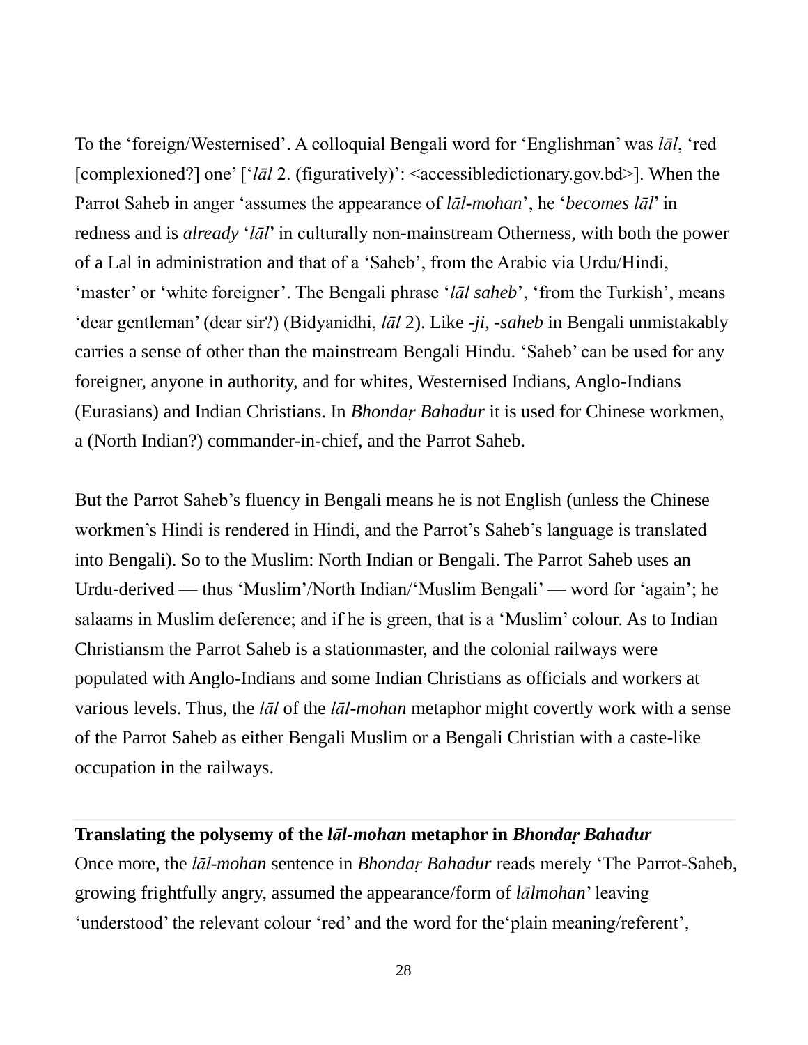To the 'foreign/Westernised'. A colloquial Bengali word for 'Englishman' was *lāl*, 'red [complexioned?] one' ['*lāl* 2. (figuratively)': <accessibledictionary.gov.bd>]. When the Parrot Saheb in anger 'assumes the appearance of *lāl-mohan*', he '*becomes lāl*' in redness and is *already* '*lāl*' in culturally non-mainstream Otherness, with both the power of a Lal in administration and that of a 'Saheb', from the Arabic via Urdu/Hindi, 'master' or 'white foreigner'. The Bengali phrase '*lāl saheb*', 'from the Turkish', means 'dear gentleman' (dear sir?) (Bidyanidhi, *lāl* 2). Like *-ji*, *-saheb* in Bengali unmistakably carries a sense of other than the mainstream Bengali Hindu. 'Saheb' can be used for any foreigner, anyone in authority, and for whites, Westernised Indians, Anglo-Indians (Eurasians) and Indian Christians. In *Bhondaṛ Bahadur* it is used for Chinese workmen, a (North Indian?) commander-in-chief, and the Parrot Saheb.

But the Parrot Saheb's fluency in Bengali means he is not English (unless the Chinese workmen's Hindi is rendered in Hindi, and the Parrot's Saheb's language is translated into Bengali). So to the Muslim: North Indian or Bengali. The Parrot Saheb uses an Urdu-derived — thus 'Muslim'/North Indian/'Muslim Bengali' — word for 'again'; he salaams in Muslim deference; and if he is green, that is a 'Muslim' colour. As to Indian Christiansm the Parrot Saheb is a stationmaster, and the colonial railways were populated with Anglo-Indians and some Indian Christians as officials and workers at various levels. Thus, the *lāl* of the *lāl-mohan* metaphor might covertly work with a sense of the Parrot Saheb as either Bengali Muslim or a Bengali Christian with a caste-like occupation in the railways.

**Translating the polysemy of the *lāl-mohan* metaphor in *Bhondaṛ Bahadur***

Once more, the *lāl-mohan* sentence in *Bhondaṛ Bahadur* reads merely 'The Parrot-Saheb, growing frightfully angry, assumed the appearance/form of *lālmohan*' leaving 'understood' the relevant colour 'red' and the word for the'plain meaning/referent',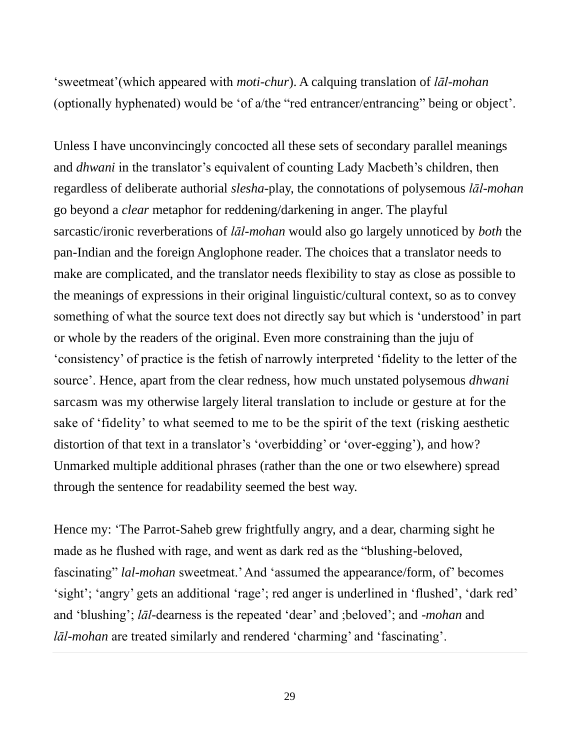‘sweetmeat’(which appeared with *moti-chur*). A calquing translation of *lāl-mohan* (optionally hyphenated) would be ‘of a/the “red entrancer/entrancing” being or object’.

Unless I have unconvincingly concocted all these sets of secondary parallel meanings and *dhwani* in the translator’s equivalent of counting Lady Macbeth’s children, then regardless of deliberate authorial *slesha*-play, the connotations of polysemous *lāl-mohan* go beyond a *clear* metaphor for reddening/darkening in anger. The playful sarcastic/ironic reverberations of *lāl-mohan* would also go largely unnoticed by *both* the pan-Indian and the foreign Anglophone reader. The choices that a translator needs to make are complicated, and the translator needs flexibility to stay as close as possible to the meanings of expressions in their original linguistic/cultural context, so as to convey something of what the source text does not directly say but which is ‘understood’ in part or whole by the readers of the original. Even more constraining than the juju of ‘consistency’ of practice is the fetish of narrowly interpreted ‘fidelity to the letter of the source’. Hence, apart from the clear redness, how much unstated polysemous *dhwani* sarcasm was my otherwise largely literal translation to include or gesture at for the sake of ‘fidelity’ to what seemed to me to be the spirit of the text (risking aesthetic distortion of that text in a translator’s ‘overbidding’ or ‘over-egging’), and how? Unmarked multiple additional phrases (rather than the one or two elsewhere) spread through the sentence for readability seemed the best way.

Hence my: ‘The Parrot-Saheb grew frightfully angry, and a dear, charming sight he made as he flushed with rage, and went as dark red as the “blushing-beloved, fascinating” *lal-mohan* sweetmeat.’ And ‘assumed the appearance/form, of’ becomes ‘sight’; ‘angry’ gets an additional ‘rage’; red anger is underlined in ‘flushed’, ‘dark red’ and ‘blushing’; *lāl*-dearness is the repeated ‘dear’ and ;beloved’; and *-mohan* and *lāl-mohan* are treated similarly and rendered ‘charming’ and ‘fascinating’.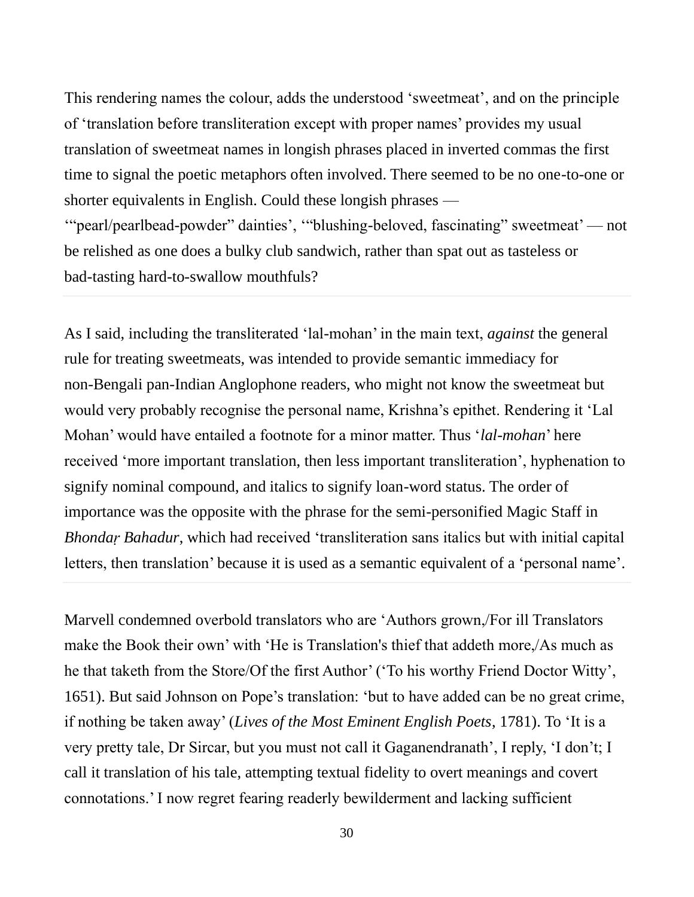This rendering names the colour, adds the understood 'sweetmeat', and on the principle of 'translation before transliteration except with proper names' provides my usual translation of sweetmeat names in longish phrases placed in inverted commas the first time to signal the poetic metaphors often involved. There seemed to be no one-to-one or shorter equivalents in English. Could these longish phrases — '"pearl/pearlbead-powder" dainties', '"blushing-beloved, fascinating" sweetmeat' — not be relished as one does a bulky club sandwich, rather than spat out as tasteless or bad-tasting hard-to-swallow mouthfuls?

As I said, including the transliterated 'lal-mohan' in the main text, *against* the general rule for treating sweetmeats, was intended to provide semantic immediacy for non-Bengali pan-Indian Anglophone readers, who might not know the sweetmeat but would very probably recognise the personal name, Krishna's epithet. Rendering it 'Lal Mohan' would have entailed a footnote for a minor matter. Thus '*lal-mohan*' here received 'more important translation, then less important transliteration', hyphenation to signify nominal compound, and italics to signify loan-word status. The order of importance was the opposite with the phrase for the semi-personified Magic Staff in *Bhondaṛ Bahadur*, which had received 'transliteration sans italics but with initial capital letters, then translation' because it is used as a semantic equivalent of a 'personal name'.

Marvell condemned overbold translators who are 'Authors grown,/For ill Translators make the Book their own' with 'He is Translation's thief that addeth more,/As much as he that taketh from the Store/Of the first Author' ('To his worthy Friend Doctor Witty', 1651). But said Johnson on Pope's translation: 'but to have added can be no great crime, if nothing be taken away' (*Lives of the Most Eminent English Poets*, 1781). To 'It is a very pretty tale, Dr Sircar, but you must not call it Gaganendranath', I reply, 'I don't; I call it translation of his tale, attempting textual fidelity to overt meanings and covert connotations.' I now regret fearing readerly bewilderment and lacking sufficient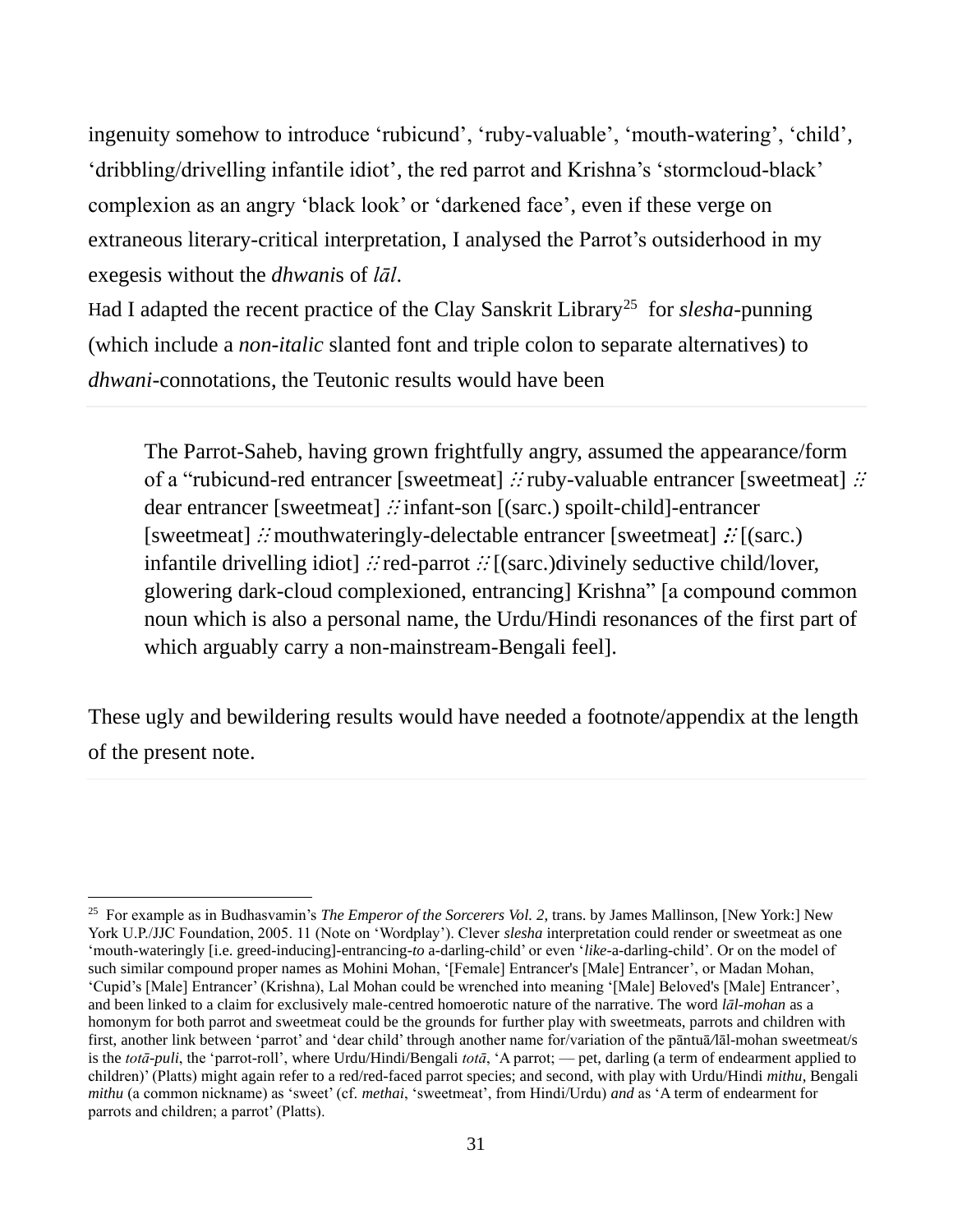ingenuity somehow to introduce ‘rubicund’, ‘ruby-valuable’, ‘mouth-watering’, ‘child’, ‘dribbling/drivelling infantile idiot’, the red parrot and Krishna’s ‘stormcloud-black’ complexion as an angry ‘black look’ or ‘darkened face’, even if these verge on extraneous literary-critical interpretation, I analysed the Parrot’s outsiderhood in my exegesis without the *dhwani*s of *lāl*.

Had I adapted the recent practice of the Clay Sanskrit Library[25] for *slesha*-punning (which include a *non-italic* slanted font and triple colon to separate alternatives) to *dhwani*-connotations, the Teutonic results would have been

> The Parrot-Saheb, having grown frightfully angry, assumed the appearance/form of a “rubicund-red entrancer [sweetmeat] ⁝ ruby-valuable entrancer [sweetmeat] ⁝ dear entrancer [sweetmeat] ⁝ infant-son [(sarc.) spoilt-child]-entrancer [sweetmeat] ⁝ mouthwateringly-delectable entrancer [sweetmeat] ⁝ [(sarc.) infantile drivelling idiot] ⁝ red-parrot ⁝ [(sarc.)divinely seductive child/lover, glowering dark-cloud complexioned, entrancing] Krishna” [a compound common noun which is also a personal name, the Urdu/Hindi resonances of the first part of which arguably carry a non-mainstream-Bengali feel].

These ugly and bewildering results would have needed a footnote/appendix at the length of the present note.

---

[25] For example as in Budhasvamin’s *The Emperor of the Sorcerers Vol. 2*, trans. by James Mallinson, [New York:] New York U.P./JJC Foundation, 2005. 11 (Note on ‘Wordplay’). Clever *slesha* interpretation could render or sweetmeat as one ‘mouth-wateringly [i.e. greed-inducing]-entrancing-*to* a-darling-child’ or even ‘*like*-a-darling-child’. Or on the model of such similar compound proper names as Mohini Mohan, ‘[Female] Entrancer's [Male] Entrancer’, or Madan Mohan, ‘Cupid’s [Male] Entrancer’ (Krishna), Lal Mohan could be wrenched into meaning ‘[Male] Beloved's [Male] Entrancer’, and been linked to a claim for exclusively male-centred homoerotic nature of the narrative. The word *lāl-mohan* as a homonym for both parrot and sweetmeat could be the grounds for further play with sweetmeats, parrots and children with first, another link between ‘parrot’ and ‘dear child’ through another name for/variation of the pāntuā/lāl-mohan sweetmeat/s is the *totā-puli*, the ‘parrot-roll’, where Urdu/Hindi/Bengali *totā*, ‘A parrot; — pet, darling (a term of endearment applied to children)’ (Platts) might again refer to a red/red-faced parrot species; and second, with play with Urdu/Hindi *mithu*, Bengali *mithu* (a common nickname) as ‘sweet’ (cf. *methai*, ‘sweetmeat’, from Hindi/Urdu) *and* as ‘A term of endearment for parrots and children; a parrot’ (Platts).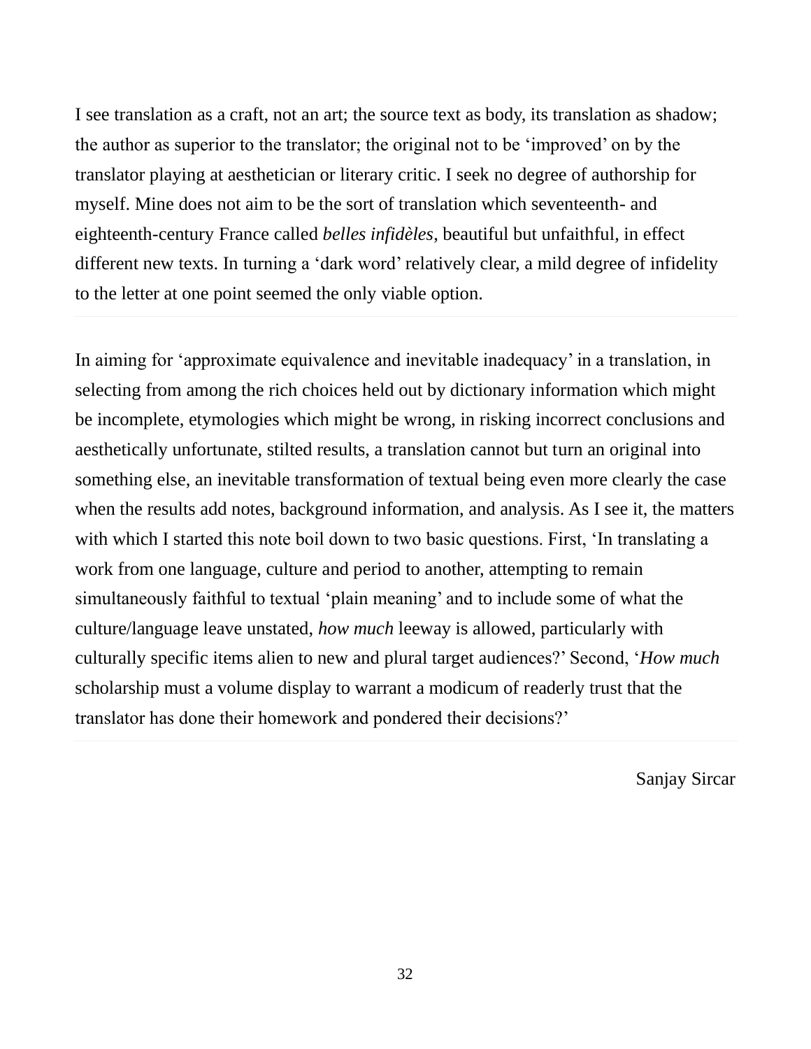I see translation as a craft, not an art; the source text as body, its translation as shadow; the author as superior to the translator; the original not to be 'improved' on by the translator playing at aesthetician or literary critic. I seek no degree of authorship for myself. Mine does not aim to be the sort of translation which seventeenth- and eighteenth-century France called *belles infidèles*, beautiful but unfaithful, in effect different new texts. In turning a 'dark word' relatively clear, a mild degree of infidelity to the letter at one point seemed the only viable option.

---

In aiming for 'approximate equivalence and inevitable inadequacy' in a translation, in selecting from among the rich choices held out by dictionary information which might be incomplete, etymologies which might be wrong, in risking incorrect conclusions and aesthetically unfortunate, stilted results, a translation cannot but turn an original into something else, an inevitable transformation of textual being even more clearly the case when the results add notes, background information, and analysis. As I see it, the matters with which I started this note boil down to two basic questions. First, 'In translating a work from one language, culture and period to another, attempting to remain simultaneously faithful to textual 'plain meaning' and to include some of what the culture/language leave unstated, *how much* leeway is allowed, particularly with culturally specific items alien to new and plural target audiences?' Second, '*How much* scholarship must a volume display to warrant a modicum of readerly trust that the translator has done their homework and pondered their decisions?'

---

Sanjay Sircar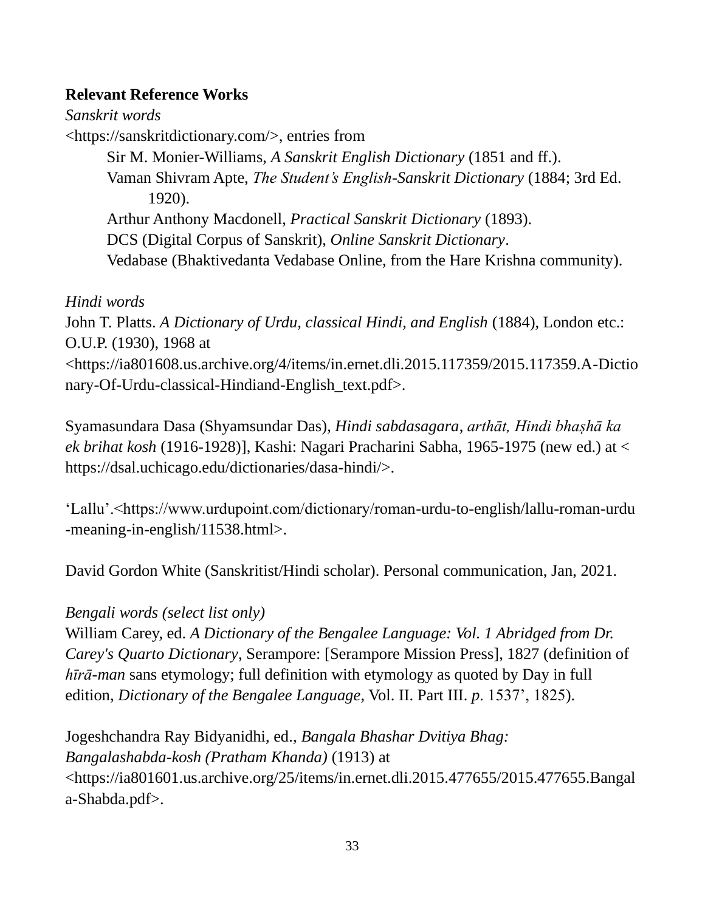**Relevant Reference Works**

*Sanskrit words*

<https://sanskritdictionary.com/>, entries from

Sir M. Monier-Williams, *A Sanskrit English Dictionary* (1851 and ff.).

Vaman Shivram Apte, *The Student's English-Sanskrit Dictionary* (1884; 3rd Ed. 1920).

Arthur Anthony Macdonell, *Practical Sanskrit Dictionary* (1893).

DCS (Digital Corpus of Sanskrit), *Online Sanskrit Dictionary*.

Vedabase (Bhaktivedanta Vedabase Online, from the Hare Krishna community).

*Hindi words*

John T. Platts. *A Dictionary of Urdu, classical Hindi, and English* (1884), London etc.: O.U.P. (1930), 1968 at <https://ia801608.us.archive.org/4/items/in.ernet.dli.2015.117359/2015.117359.A-Dictionary-Of-Urdu-classical-Hindiand-English_text.pdf>.

Syamasundara Dasa (Shyamsundar Das), *Hindi sabdasagara*, *arthāt, Hindi bhaṣhā ka ek brihat kosh* (1916-1928)], Kashi: Nagari Pracharini Sabha, 1965-1975 (new ed.) at < https://dsal.uchicago.edu/dictionaries/dasa-hindi/>.

'Lallu'.<https://www.urdupoint.com/dictionary/roman-urdu-to-english/lallu-roman-urdu-meaning-in-english/11538.html>.

David Gordon White (Sanskritist/Hindi scholar). Personal communication, Jan, 2021.

*Bengali words (select list only)*

William Carey, ed. *A Dictionary of the Bengalee Language: Vol. 1 Abridged from Dr. Carey's Quarto Dictionary*, Serampore: [Serampore Mission Press], 1827 (definition of *hīrā-man* sans etymology; full definition with etymology as quoted by Day in full edition, *Dictionary of the Bengalee Language*, Vol. II. Part III. *p*. 1537', 1825).

Jogeshchandra Ray Bidyanidhi, ed., *Bangala Bhashar Dvitiya Bhag: Bangalashabda-kosh (Pratham Khanda)* (1913) at <https://ia801601.us.archive.org/25/items/in.ernet.dli.2015.477655/2015.477655.Bangala-Shabda.pdf>.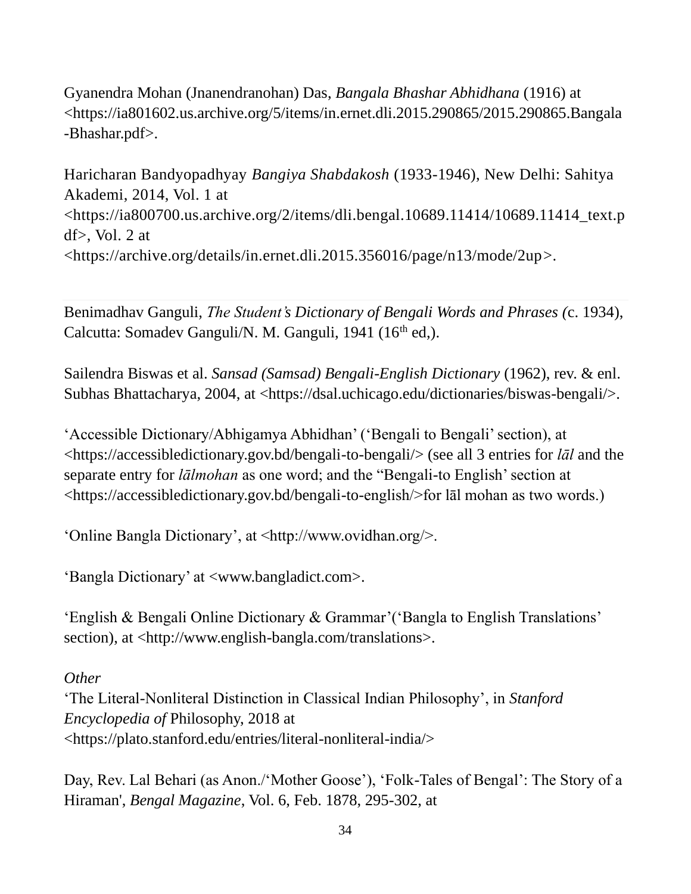Gyanendra Mohan (Jnanendranohan) Das, *Bangala Bhashar Abhidhana* (1916) at <https://ia801602.us.archive.org/5/items/in.ernet.dli.2015.290865/2015.290865.Bangala-Bhashar.pdf>.

Haricharan Bandyopadhyay *Bangiya Shabdakosh* (1933-1946), New Delhi: Sahitya Akademi, 2014, Vol. 1 at <https://ia800700.us.archive.org/2/items/dli.bengal.10689.11414/10689.11414_text.pdf>, Vol. 2 at <https://archive.org/details/in.ernet.dli.2015.356016/page/n13/mode/2up>.

Benimadhav Ganguli, *The Student's Dictionary of Bengali Words and Phrases (*c. 1934), Calcutta: Somadev Ganguli/N. M. Ganguli, 1941 (16th ed,).

Sailendra Biswas et al. *Sansad (Samsad) Bengali-English Dictionary* (1962), rev. & enl. Subhas Bhattacharya, 2004, at <https://dsal.uchicago.edu/dictionaries/biswas-bengali/>.

'Accessible Dictionary/Abhigamya Abhidhan' ('Bengali to Bengali' section), at <https://accessibledictionary.gov.bd/bengali-to-bengali/> (see all 3 entries for *lāl* and the separate entry for *lālmohan* as one word; and the "Bengali-to English' section at <https://accessibledictionary.gov.bd/bengali-to-english/>for lāl mohan as two words.)

'Online Bangla Dictionary', at <http://www.ovidhan.org/>.

'Bangla Dictionary' at <www.bangladict.com>.

'English & Bengali Online Dictionary & Grammar'('Bangla to English Translations' section), at <http://www.english-bangla.com/translations>.

*Other*

'The Literal-Nonliteral Distinction in Classical Indian Philosophy', in *Stanford Encyclopedia of* Philosophy, 2018 at <https://plato.stanford.edu/entries/literal-nonliteral-india/>

Day, Rev. Lal Behari (as Anon./'Mother Goose'), 'Folk-Tales of Bengal': The Story of a Hiraman', *Bengal Magazine*, Vol. 6, Feb. 1878, 295-302, at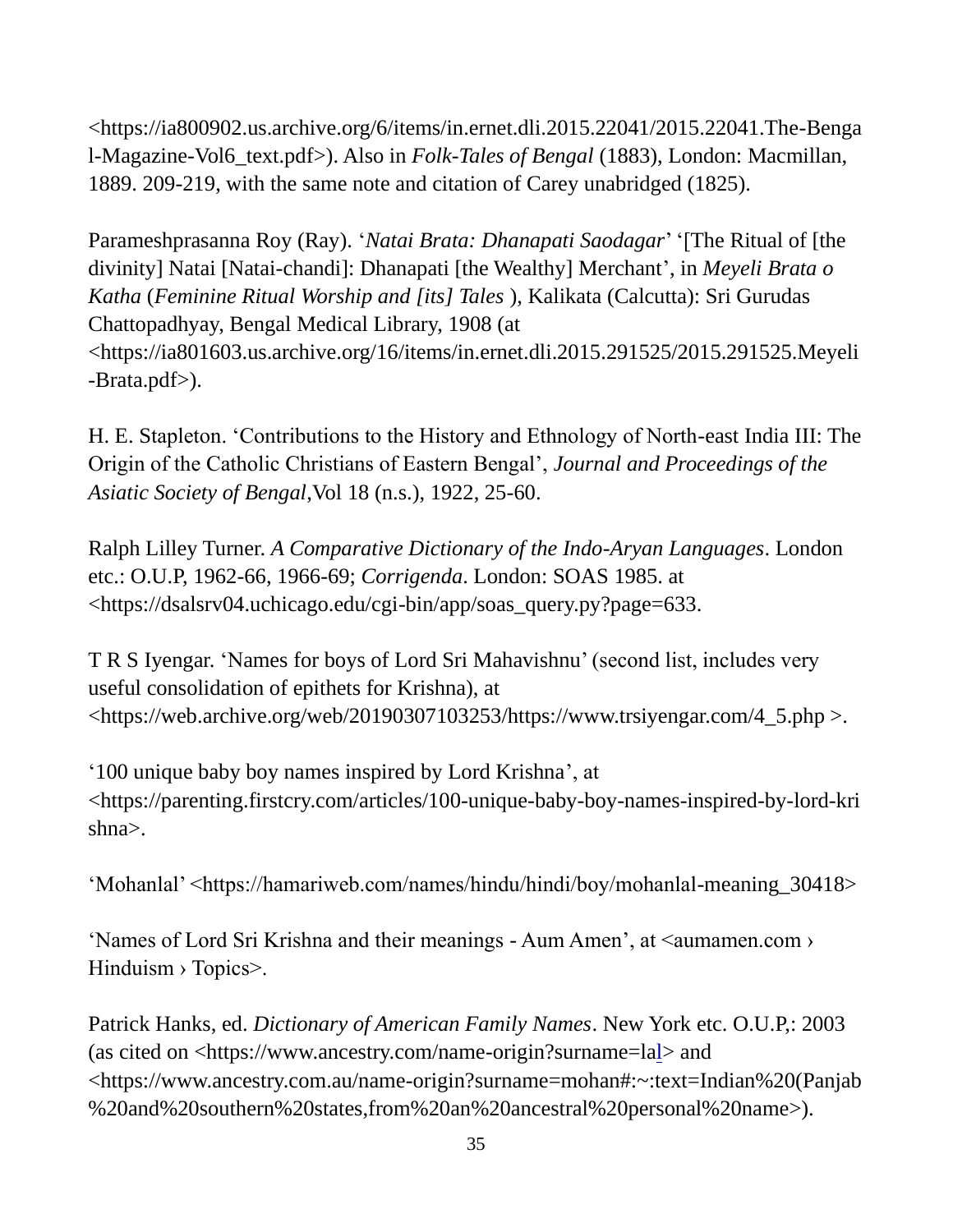<https://ia800902.us.archive.org/6/items/in.ernet.dli.2015.22041/2015.22041.The-Bengal-Magazine-Vol6_text.pdf>). Also in *Folk-Tales of Bengal* (1883), London: Macmillan, 1889. 209-219, with the same note and citation of Carey unabridged (1825).

Parameshprasanna Roy (Ray). '*Natai Brata: Dhanapati Saodagar*' '[The Ritual of [the divinity] Natai [Natai-chandi]: Dhanapati [the Wealthy] Merchant', in *Meyeli Brata o Katha* (*Feminine Ritual Worship and [its] Tales* ), Kalikata (Calcutta): Sri Gurudas Chattopadhyay, Bengal Medical Library, 1908 (at <https://ia801603.us.archive.org/16/items/in.ernet.dli.2015.291525/2015.291525.Meyeli-Brata.pdf>).

H. E. Stapleton. 'Contributions to the History and Ethnology of North-east India III: The Origin of the Catholic Christians of Eastern Bengal', *Journal and Proceedings of the Asiatic Society of Bengal*,Vol 18 (n.s.), 1922, 25-60.

Ralph Lilley Turner. *A Comparative Dictionary of the Indo-Aryan Languages*. London etc.: O.U.P, 1962-66, 1966-69; *Corrigenda*. London: SOAS 1985. at <https://dsalsrv04.uchicago.edu/cgi-bin/app/soas_query.py?page=633.

T R S Iyengar. 'Names for boys of Lord Sri Mahavishnu' (second list, includes very useful consolidation of epithets for Krishna), at <https://web.archive.org/web/20190307103253/https://www.trsiyengar.com/4_5.php >.

'100 unique baby boy names inspired by Lord Krishna', at <https://parenting.firstcry.com/articles/100-unique-baby-boy-names-inspired-by-lord-krishna>.

'Mohanlal' <https://hamariweb.com/names/hindu/hindi/boy/mohanlal-meaning_30418>

'Names of Lord Sri Krishna and their meanings - Aum Amen', at <aumamen.com › Hinduism › Topics>.

Patrick Hanks, ed. *Dictionary of American Family Names*. New York etc. O.U.P,: 2003 (as cited on <https://www.ancestry.com/name-origin?surname=lal> and <https://www.ancestry.com.au/name-origin?surname=mohan#:~:text=Indian%20(Panjab%20and%20southern%20states,from%20an%20ancestral%20personal%20name>).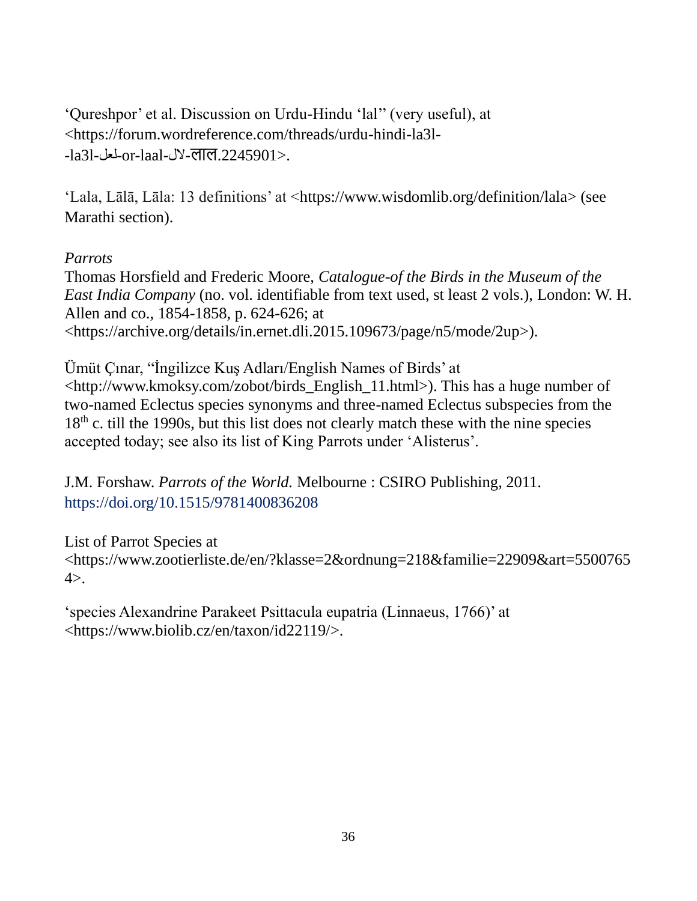'Qureshpor' et al. Discussion on Urdu-Hindu 'lal'' (very useful), at <https://forum.wordreference.com/threads/urdu-hindi-la3l--la3l-لعل-or-laal-لال-लाल.2245901>.

'Lala, Lālā, Lāla: 13 definitions' at <https://www.wisdomlib.org/definition/lala> (see Marathi section).

*Parrots*

Thomas Horsfield and Frederic Moore, *Catalogue-of the Birds in the Museum of the East India Company* (no. vol. identifiable from text used, st least 2 vols.), London: W. H. Allen and co., 1854-1858, p. 624-626; at <https://archive.org/details/in.ernet.dli.2015.109673/page/n5/mode/2up>).

Ümüt Çınar, "İngilizce Kuş Adları/English Names of Birds' at <http://www.kmoksy.com/zobot/birds_English_11.html>). This has a huge number of two-named Eclectus species synonyms and three-named Eclectus subspecies from the 18th c. till the 1990s, but this list does not clearly match these with the nine species accepted today; see also its list of King Parrots under 'Alisterus'.

J.M. Forshaw. *Parrots of the World.* Melbourne : CSIRO Publishing, 2011. https://doi.org/10.1515/9781400836208

List of Parrot Species at <https://www.zootierliste.de/en/?klasse=2&ordnung=218&familie=22909&art=55007654>.

'species Alexandrine Parakeet Psittacula eupatria (Linnaeus, 1766)' at <https://www.biolib.cz/en/taxon/id22119/>.